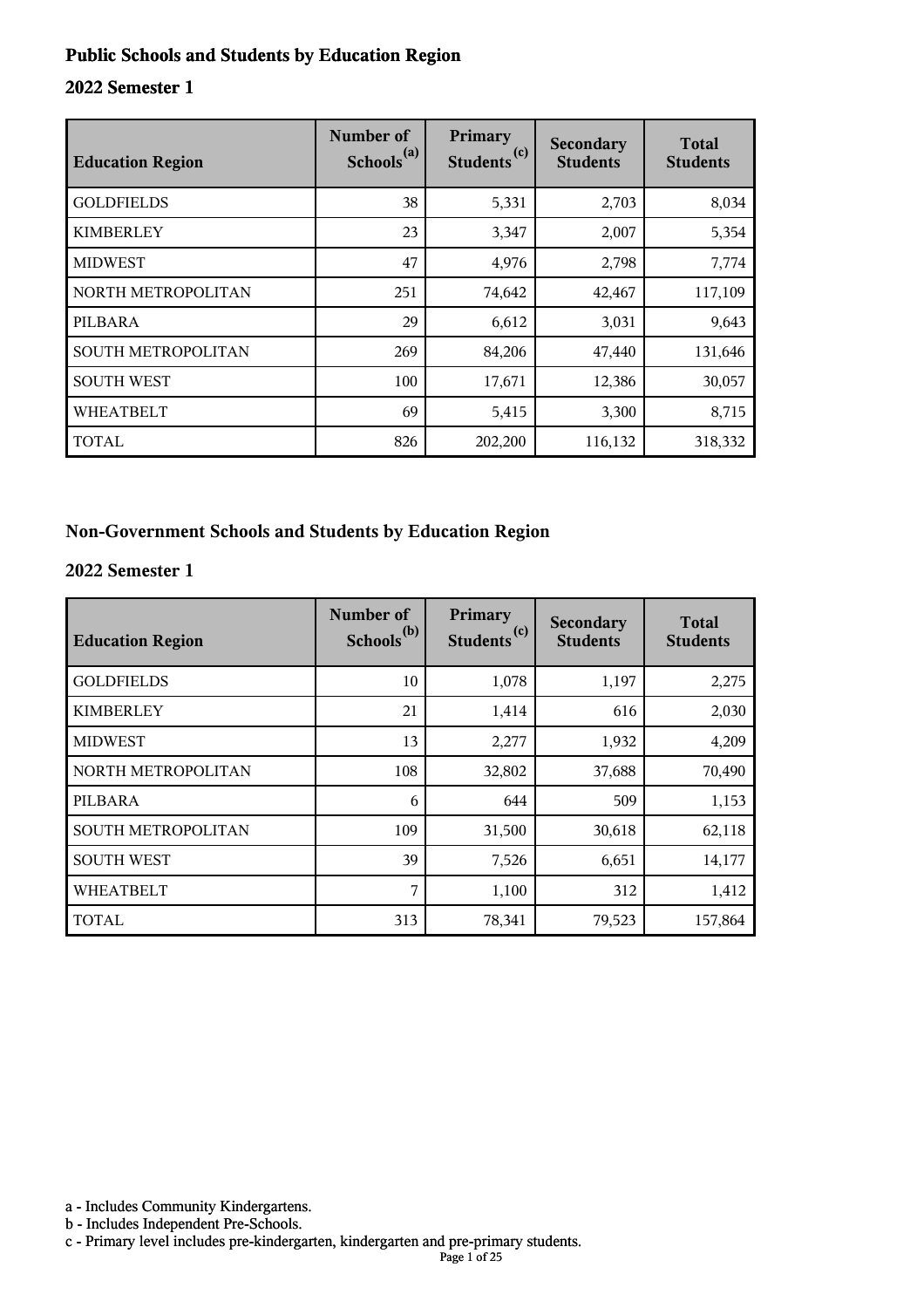## Public Schools and Students by Education Region

### 2022 Semester 1

| Education Region | Number of Schools[(a)] | Primary Students[(c)] | Secondary Students | Total Students |
|---|---|---|---|---|
| GOLDFIELDS | 38 | 5,331 | 2,703 | 8,034 |
| KIMBERLEY | 23 | 3,347 | 2,007 | 5,354 |
| MIDWEST | 47 | 4,976 | 2,798 | 7,774 |
| NORTH METROPOLITAN | 251 | 74,642 | 42,467 | 117,109 |
| PILBARA | 29 | 6,612 | 3,031 | 9,643 |
| SOUTH METROPOLITAN | 269 | 84,206 | 47,440 | 131,646 |
| SOUTH WEST | 100 | 17,671 | 12,386 | 30,057 |
| WHEATBELT | 69 | 5,415 | 3,300 | 8,715 |
| TOTAL | 826 | 202,200 | 116,132 | 318,332 |

## Non-Government Schools and Students by Education Region

### 2022 Semester 1

| Education Region | Number of Schools[(b)] | Primary Students[(c)] | Secondary Students | Total Students |
|---|---|---|---|---|
| GOLDFIELDS | 10 | 1,078 | 1,197 | 2,275 |
| KIMBERLEY | 21 | 1,414 | 616 | 2,030 |
| MIDWEST | 13 | 2,277 | 1,932 | 4,209 |
| NORTH METROPOLITAN | 108 | 32,802 | 37,688 | 70,490 |
| PILBARA | 6 | 644 | 509 | 1,153 |
| SOUTH METROPOLITAN | 109 | 31,500 | 30,618 | 62,118 |
| SOUTH WEST | 39 | 7,526 | 6,651 | 14,177 |
| WHEATBELT | 7 | 1,100 | 312 | 1,412 |
| TOTAL | 313 | 78,341 | 79,523 | 157,864 |

a - Includes Community Kindergartens.
b - Includes Independent Pre-Schools.
c - Primary level includes pre-kindergarten, kindergarten and pre-primary students.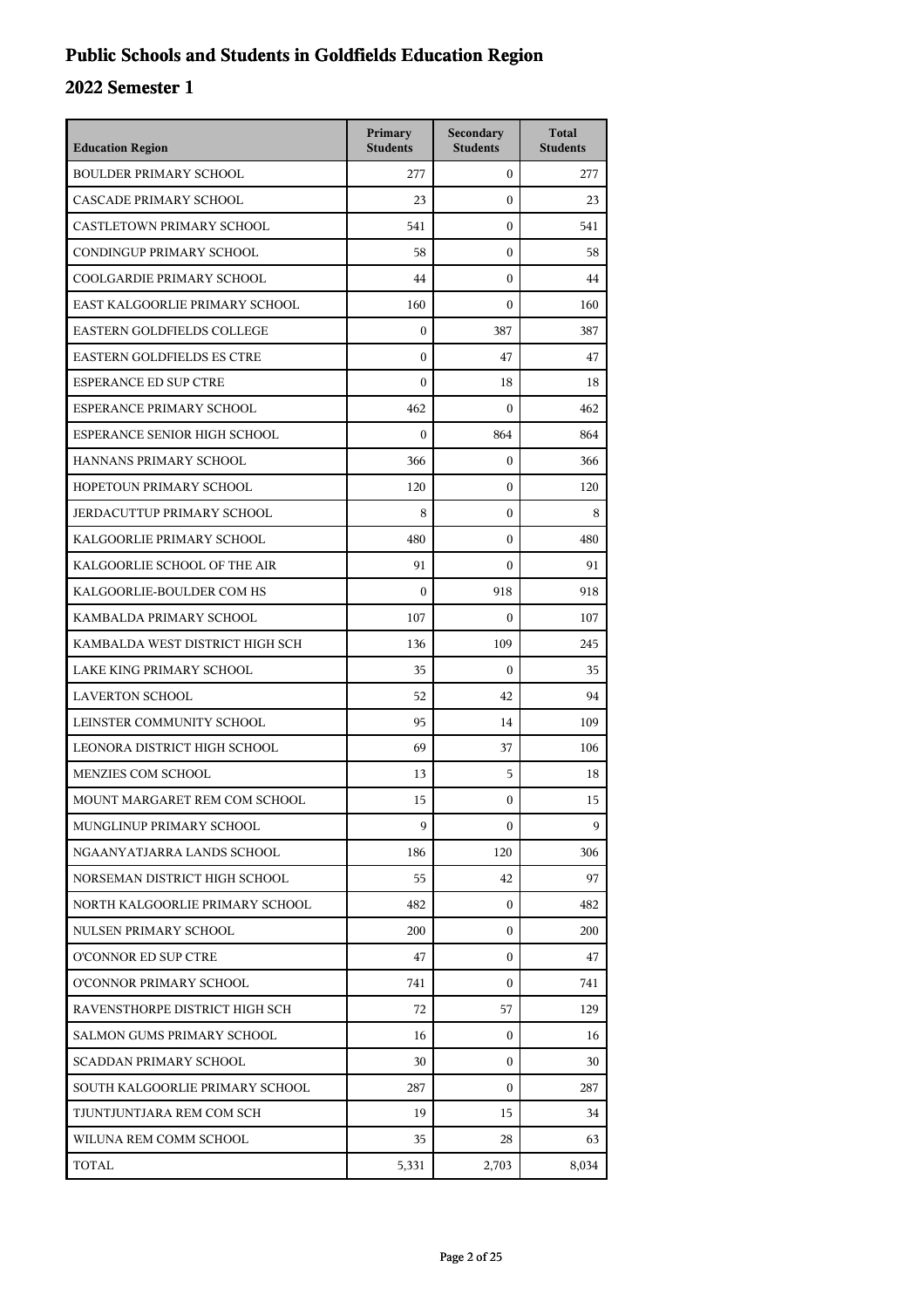# Public Schools and Students in Goldfields Education Region

## 2022 Semester 1

| Education Region | Primary Students | Secondary Students | Total Students |
|---|---|---|---|
| BOULDER PRIMARY SCHOOL | 277 | 0 | 277 |
| CASCADE PRIMARY SCHOOL | 23 | 0 | 23 |
| CASTLETOWN PRIMARY SCHOOL | 541 | 0 | 541 |
| CONDINGUP PRIMARY SCHOOL | 58 | 0 | 58 |
| COOLGARDIE PRIMARY SCHOOL | 44 | 0 | 44 |
| EAST KALGOORLIE PRIMARY SCHOOL | 160 | 0 | 160 |
| EASTERN GOLDFIELDS COLLEGE | 0 | 387 | 387 |
| EASTERN GOLDFIELDS ES CTRE | 0 | 47 | 47 |
| ESPERANCE ED SUP CTRE | 0 | 18 | 18 |
| ESPERANCE PRIMARY SCHOOL | 462 | 0 | 462 |
| ESPERANCE SENIOR HIGH SCHOOL | 0 | 864 | 864 |
| HANNANS PRIMARY SCHOOL | 366 | 0 | 366 |
| HOPETOUN PRIMARY SCHOOL | 120 | 0 | 120 |
| JERDACUTTUP PRIMARY SCHOOL | 8 | 0 | 8 |
| KALGOORLIE PRIMARY SCHOOL | 480 | 0 | 480 |
| KALGOORLIE SCHOOL OF THE AIR | 91 | 0 | 91 |
| KALGOORLIE-BOULDER COM HS | 0 | 918 | 918 |
| KAMBALDA PRIMARY SCHOOL | 107 | 0 | 107 |
| KAMBALDA WEST DISTRICT HIGH SCH | 136 | 109 | 245 |
| LAKE KING PRIMARY SCHOOL | 35 | 0 | 35 |
| LAVERTON SCHOOL | 52 | 42 | 94 |
| LEINSTER COMMUNITY SCHOOL | 95 | 14 | 109 |
| LEONORA DISTRICT HIGH SCHOOL | 69 | 37 | 106 |
| MENZIES COM SCHOOL | 13 | 5 | 18 |
| MOUNT MARGARET REM COM SCHOOL | 15 | 0 | 15 |
| MUNGLINUP PRIMARY SCHOOL | 9 | 0 | 9 |
| NGAANYATJARRA LANDS SCHOOL | 186 | 120 | 306 |
| NORSEMAN DISTRICT HIGH SCHOOL | 55 | 42 | 97 |
| NORTH KALGOORLIE PRIMARY SCHOOL | 482 | 0 | 482 |
| NULSEN PRIMARY SCHOOL | 200 | 0 | 200 |
| O'CONNOR ED SUP CTRE | 47 | 0 | 47 |
| O'CONNOR PRIMARY SCHOOL | 741 | 0 | 741 |
| RAVENSTHORPE DISTRICT HIGH SCH | 72 | 57 | 129 |
| SALMON GUMS PRIMARY SCHOOL | 16 | 0 | 16 |
| SCADDAN PRIMARY SCHOOL | 30 | 0 | 30 |
| SOUTH KALGOORLIE PRIMARY SCHOOL | 287 | 0 | 287 |
| TJUNTJUNTJARA REM COM SCH | 19 | 15 | 34 |
| WILUNA REM COMM SCHOOL | 35 | 28 | 63 |
| TOTAL | 5,331 | 2,703 | 8,034 |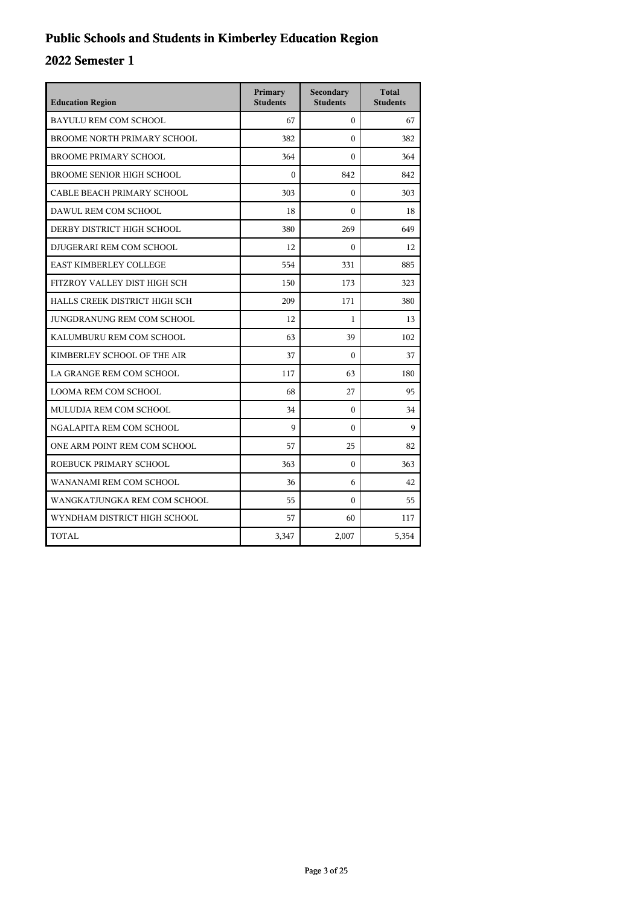# Public Schools and Students in Kimberley Education Region

## 2022 Semester 1

| Education Region | Primary Students | Secondary Students | Total Students |
|---|---|---|---|
| BAYULU REM COM SCHOOL | 67 | 0 | 67 |
| BROOME NORTH PRIMARY SCHOOL | 382 | 0 | 382 |
| BROOME PRIMARY SCHOOL | 364 | 0 | 364 |
| BROOME SENIOR HIGH SCHOOL | 0 | 842 | 842 |
| CABLE BEACH PRIMARY SCHOOL | 303 | 0 | 303 |
| DAWUL REM COM SCHOOL | 18 | 0 | 18 |
| DERBY DISTRICT HIGH SCHOOL | 380 | 269 | 649 |
| DJUGERARI REM COM SCHOOL | 12 | 0 | 12 |
| EAST KIMBERLEY COLLEGE | 554 | 331 | 885 |
| FITZROY VALLEY DIST HIGH SCH | 150 | 173 | 323 |
| HALLS CREEK DISTRICT HIGH SCH | 209 | 171 | 380 |
| JUNGDRANUNG REM COM SCHOOL | 12 | 1 | 13 |
| KALUMBURU REM COM SCHOOL | 63 | 39 | 102 |
| KIMBERLEY SCHOOL OF THE AIR | 37 | 0 | 37 |
| LA GRANGE REM COM SCHOOL | 117 | 63 | 180 |
| LOOMA REM COM SCHOOL | 68 | 27 | 95 |
| MULUDJA REM COM SCHOOL | 34 | 0 | 34 |
| NGALAPITA REM COM SCHOOL | 9 | 0 | 9 |
| ONE ARM POINT REM COM SCHOOL | 57 | 25 | 82 |
| ROEBUCK PRIMARY SCHOOL | 363 | 0 | 363 |
| WANANAMI REM COM SCHOOL | 36 | 6 | 42 |
| WANGKATJUNGKA REM COM SCHOOL | 55 | 0 | 55 |
| WYNDHAM DISTRICT HIGH SCHOOL | 57 | 60 | 117 |
| TOTAL | 3,347 | 2,007 | 5,354 |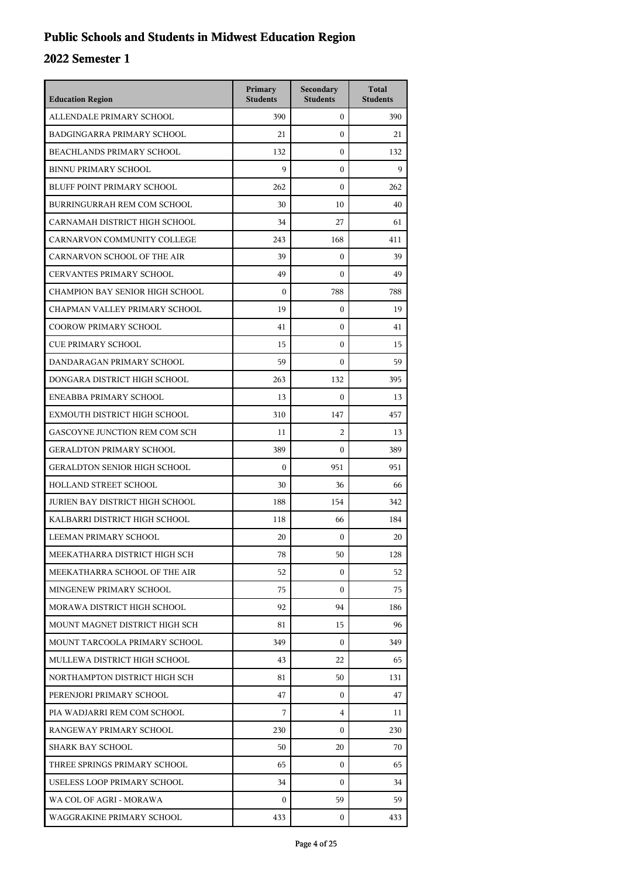# Public Schools and Students in Midwest Education Region

## 2022 Semester 1

| Education Region | Primary Students | Secondary Students | Total Students |
|---|---|---|---|
| ALLENDALE PRIMARY SCHOOL | 390 | 0 | 390 |
| BADGINGARRA PRIMARY SCHOOL | 21 | 0 | 21 |
| BEACHLANDS PRIMARY SCHOOL | 132 | 0 | 132 |
| BINNU PRIMARY SCHOOL | 9 | 0 | 9 |
| BLUFF POINT PRIMARY SCHOOL | 262 | 0 | 262 |
| BURRINGURRAH REM COM SCHOOL | 30 | 10 | 40 |
| CARNAMAH DISTRICT HIGH SCHOOL | 34 | 27 | 61 |
| CARNARVON COMMUNITY COLLEGE | 243 | 168 | 411 |
| CARNARVON SCHOOL OF THE AIR | 39 | 0 | 39 |
| CERVANTES PRIMARY SCHOOL | 49 | 0 | 49 |
| CHAMPION BAY SENIOR HIGH SCHOOL | 0 | 788 | 788 |
| CHAPMAN VALLEY PRIMARY SCHOOL | 19 | 0 | 19 |
| COOROW PRIMARY SCHOOL | 41 | 0 | 41 |
| CUE PRIMARY SCHOOL | 15 | 0 | 15 |
| DANDARAGAN PRIMARY SCHOOL | 59 | 0 | 59 |
| DONGARA DISTRICT HIGH SCHOOL | 263 | 132 | 395 |
| ENEABBA PRIMARY SCHOOL | 13 | 0 | 13 |
| EXMOUTH DISTRICT HIGH SCHOOL | 310 | 147 | 457 |
| GASCOYNE JUNCTION REM COM SCH | 11 | 2 | 13 |
| GERALDTON PRIMARY SCHOOL | 389 | 0 | 389 |
| GERALDTON SENIOR HIGH SCHOOL | 0 | 951 | 951 |
| HOLLAND STREET SCHOOL | 30 | 36 | 66 |
| JURIEN BAY DISTRICT HIGH SCHOOL | 188 | 154 | 342 |
| KALBARRI DISTRICT HIGH SCHOOL | 118 | 66 | 184 |
| LEEMAN PRIMARY SCHOOL | 20 | 0 | 20 |
| MEEKATHARRA DISTRICT HIGH SCH | 78 | 50 | 128 |
| MEEKATHARRA SCHOOL OF THE AIR | 52 | 0 | 52 |
| MINGENEW PRIMARY SCHOOL | 75 | 0 | 75 |
| MORAWA DISTRICT HIGH SCHOOL | 92 | 94 | 186 |
| MOUNT MAGNET DISTRICT HIGH SCH | 81 | 15 | 96 |
| MOUNT TARCOOLA PRIMARY SCHOOL | 349 | 0 | 349 |
| MULLEWA DISTRICT HIGH SCHOOL | 43 | 22 | 65 |
| NORTHAMPTON DISTRICT HIGH SCH | 81 | 50 | 131 |
| PERENJORI PRIMARY SCHOOL | 47 | 0 | 47 |
| PIA WADJARRI REM COM SCHOOL | 7 | 4 | 11 |
| RANGEWAY PRIMARY SCHOOL | 230 | 0 | 230 |
| SHARK BAY SCHOOL | 50 | 20 | 70 |
| THREE SPRINGS PRIMARY SCHOOL | 65 | 0 | 65 |
| USELESS LOOP PRIMARY SCHOOL | 34 | 0 | 34 |
| WA COL OF AGRI - MORAWA | 0 | 59 | 59 |
| WAGGRAKINE PRIMARY SCHOOL | 433 | 0 | 433 |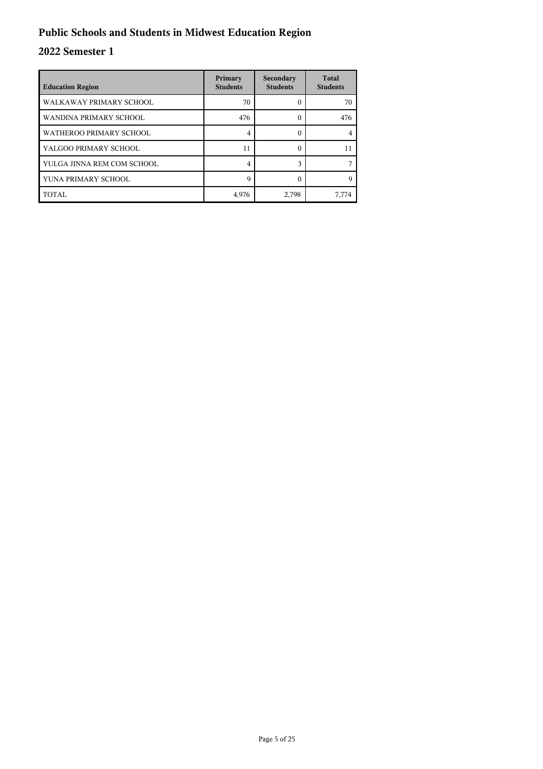# Public Schools and Students in Midwest Education Region

## 2022 Semester 1

| Education Region | Primary Students | Secondary Students | Total Students |
|---|---|---|---|
| WALKAWAY PRIMARY SCHOOL | 70 | 0 | 70 |
| WANDINA PRIMARY SCHOOL | 476 | 0 | 476 |
| WATHEROO PRIMARY SCHOOL | 4 | 0 | 4 |
| YALGOO PRIMARY SCHOOL | 11 | 0 | 11 |
| YULGA JINNA REM COM SCHOOL | 4 | 3 | 7 |
| YUNA PRIMARY SCHOOL | 9 | 0 | 9 |
| TOTAL | 4,976 | 2,798 | 7,774 |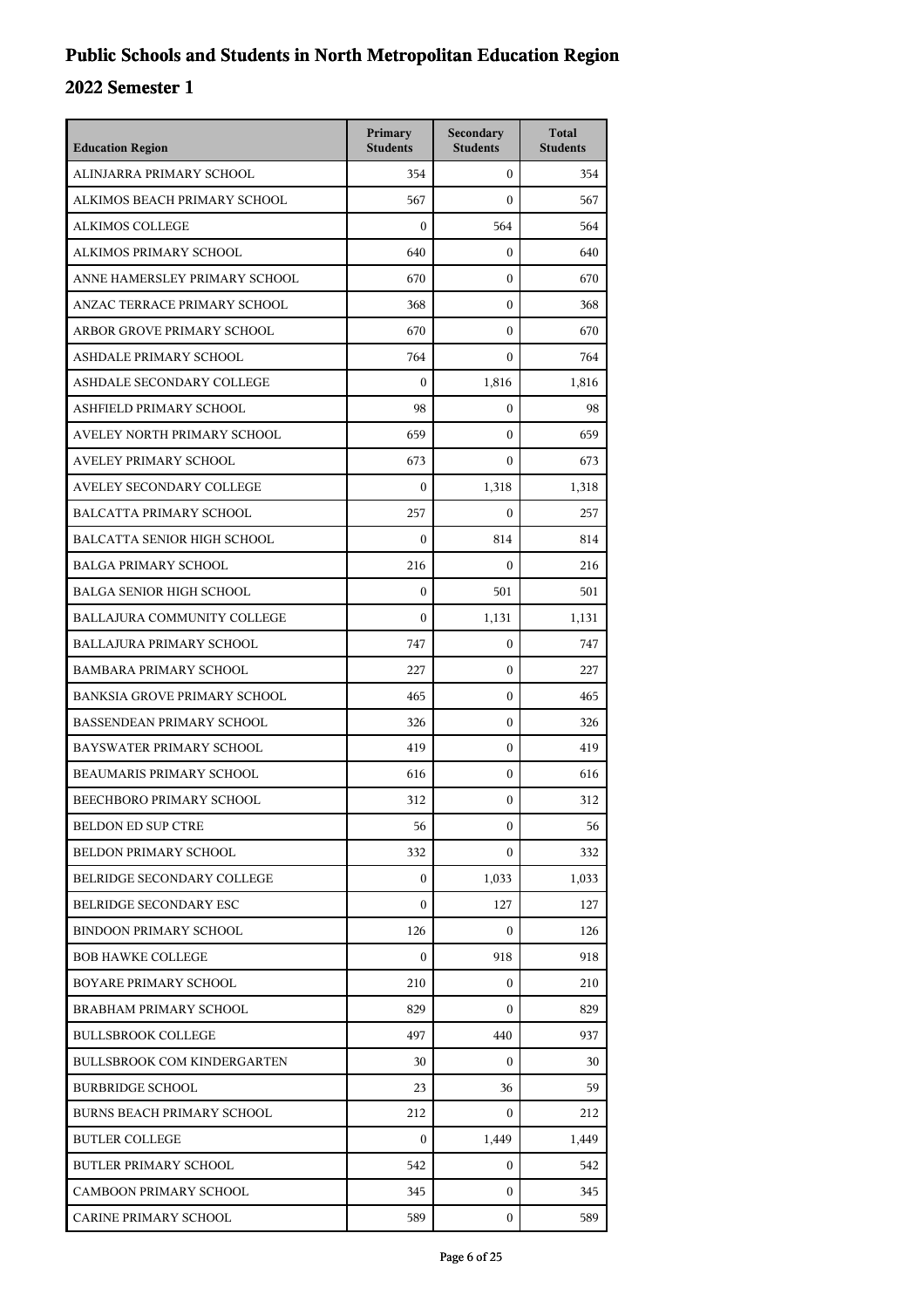# Public Schools and Students in North Metropolitan Education Region

## 2022 Semester 1

| Education Region | Primary Students | Secondary Students | Total Students |
|---|---|---|---|
| ALINJARRA PRIMARY SCHOOL | 354 | 0 | 354 |
| ALKIMOS BEACH PRIMARY SCHOOL | 567 | 0 | 567 |
| ALKIMOS COLLEGE | 0 | 564 | 564 |
| ALKIMOS PRIMARY SCHOOL | 640 | 0 | 640 |
| ANNE HAMERSLEY PRIMARY SCHOOL | 670 | 0 | 670 |
| ANZAC TERRACE PRIMARY SCHOOL | 368 | 0 | 368 |
| ARBOR GROVE PRIMARY SCHOOL | 670 | 0 | 670 |
| ASHDALE PRIMARY SCHOOL | 764 | 0 | 764 |
| ASHDALE SECONDARY COLLEGE | 0 | 1,816 | 1,816 |
| ASHFIELD PRIMARY SCHOOL | 98 | 0 | 98 |
| AVELEY NORTH PRIMARY SCHOOL | 659 | 0 | 659 |
| AVELEY PRIMARY SCHOOL | 673 | 0 | 673 |
| AVELEY SECONDARY COLLEGE | 0 | 1,318 | 1,318 |
| BALCATTA PRIMARY SCHOOL | 257 | 0 | 257 |
| BALCATTA SENIOR HIGH SCHOOL | 0 | 814 | 814 |
| BALGA PRIMARY SCHOOL | 216 | 0 | 216 |
| BALGA SENIOR HIGH SCHOOL | 0 | 501 | 501 |
| BALLAJURA COMMUNITY COLLEGE | 0 | 1,131 | 1,131 |
| BALLAJURA PRIMARY SCHOOL | 747 | 0 | 747 |
| BAMBARA PRIMARY SCHOOL | 227 | 0 | 227 |
| BANKSIA GROVE PRIMARY SCHOOL | 465 | 0 | 465 |
| BASSENDEAN PRIMARY SCHOOL | 326 | 0 | 326 |
| BAYSWATER PRIMARY SCHOOL | 419 | 0 | 419 |
| BEAUMARIS PRIMARY SCHOOL | 616 | 0 | 616 |
| BEECHBORO PRIMARY SCHOOL | 312 | 0 | 312 |
| BELDON ED SUP CTRE | 56 | 0 | 56 |
| BELDON PRIMARY SCHOOL | 332 | 0 | 332 |
| BELRIDGE SECONDARY COLLEGE | 0 | 1,033 | 1,033 |
| BELRIDGE SECONDARY ESC | 0 | 127 | 127 |
| BINDOON PRIMARY SCHOOL | 126 | 0 | 126 |
| BOB HAWKE COLLEGE | 0 | 918 | 918 |
| BOYARE PRIMARY SCHOOL | 210 | 0 | 210 |
| BRABHAM PRIMARY SCHOOL | 829 | 0 | 829 |
| BULLSBROOK COLLEGE | 497 | 440 | 937 |
| BULLSBROOK COM KINDERGARTEN | 30 | 0 | 30 |
| BURBRIDGE SCHOOL | 23 | 36 | 59 |
| BURNS BEACH PRIMARY SCHOOL | 212 | 0 | 212 |
| BUTLER COLLEGE | 0 | 1,449 | 1,449 |
| BUTLER PRIMARY SCHOOL | 542 | 0 | 542 |
| CAMBOON PRIMARY SCHOOL | 345 | 0 | 345 |
| CARINE PRIMARY SCHOOL | 589 | 0 | 589 |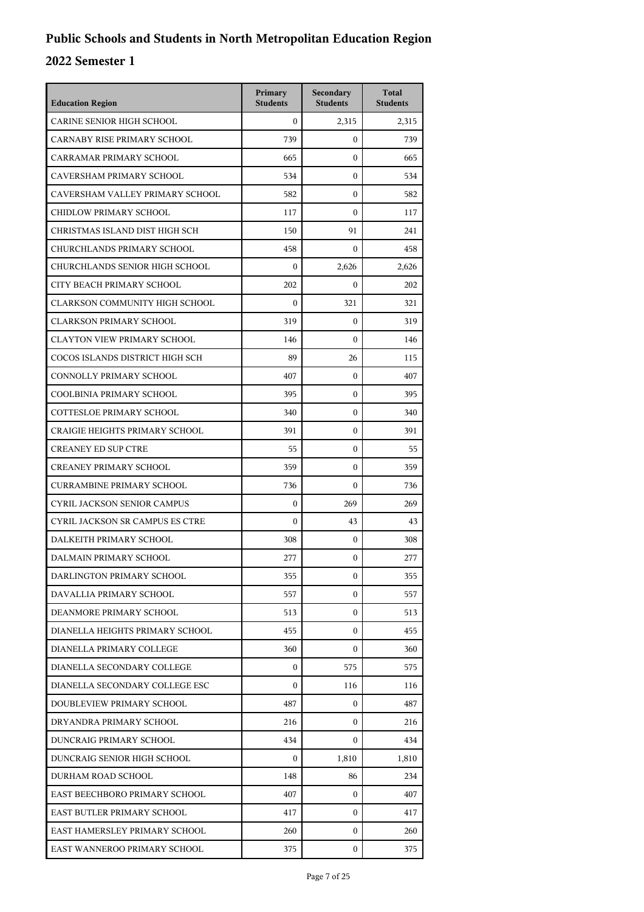# Public Schools and Students in North Metropolitan Education Region

## 2022 Semester 1

| Education Region | Primary Students | Secondary Students | Total Students |
| --- | --- | --- | --- |
| CARINE SENIOR HIGH SCHOOL | 0 | 2,315 | 2,315 |
| CARNABY RISE PRIMARY SCHOOL | 739 | 0 | 739 |
| CARRAMAR PRIMARY SCHOOL | 665 | 0 | 665 |
| CAVERSHAM PRIMARY SCHOOL | 534 | 0 | 534 |
| CAVERSHAM VALLEY PRIMARY SCHOOL | 582 | 0 | 582 |
| CHIDLOW PRIMARY SCHOOL | 117 | 0 | 117 |
| CHRISTMAS ISLAND DIST HIGH SCH | 150 | 91 | 241 |
| CHURCHLANDS PRIMARY SCHOOL | 458 | 0 | 458 |
| CHURCHLANDS SENIOR HIGH SCHOOL | 0 | 2,626 | 2,626 |
| CITY BEACH PRIMARY SCHOOL | 202 | 0 | 202 |
| CLARKSON COMMUNITY HIGH SCHOOL | 0 | 321 | 321 |
| CLARKSON PRIMARY SCHOOL | 319 | 0 | 319 |
| CLAYTON VIEW PRIMARY SCHOOL | 146 | 0 | 146 |
| COCOS ISLANDS DISTRICT HIGH SCH | 89 | 26 | 115 |
| CONNOLLY PRIMARY SCHOOL | 407 | 0 | 407 |
| COOLBINIA PRIMARY SCHOOL | 395 | 0 | 395 |
| COTTESLOE PRIMARY SCHOOL | 340 | 0 | 340 |
| CRAIGIE HEIGHTS PRIMARY SCHOOL | 391 | 0 | 391 |
| CREANEY ED SUP CTRE | 55 | 0 | 55 |
| CREANEY PRIMARY SCHOOL | 359 | 0 | 359 |
| CURRAMBINE PRIMARY SCHOOL | 736 | 0 | 736 |
| CYRIL JACKSON SENIOR CAMPUS | 0 | 269 | 269 |
| CYRIL JACKSON SR CAMPUS ES CTRE | 0 | 43 | 43 |
| DALKEITH PRIMARY SCHOOL | 308 | 0 | 308 |
| DALMAIN PRIMARY SCHOOL | 277 | 0 | 277 |
| DARLINGTON PRIMARY SCHOOL | 355 | 0 | 355 |
| DAVALLIA PRIMARY SCHOOL | 557 | 0 | 557 |
| DEANMORE PRIMARY SCHOOL | 513 | 0 | 513 |
| DIANELLA HEIGHTS PRIMARY SCHOOL | 455 | 0 | 455 |
| DIANELLA PRIMARY COLLEGE | 360 | 0 | 360 |
| DIANELLA SECONDARY COLLEGE | 0 | 575 | 575 |
| DIANELLA SECONDARY COLLEGE ESC | 0 | 116 | 116 |
| DOUBLEVIEW PRIMARY SCHOOL | 487 | 0 | 487 |
| DRYANDRA PRIMARY SCHOOL | 216 | 0 | 216 |
| DUNCRAIG PRIMARY SCHOOL | 434 | 0 | 434 |
| DUNCRAIG SENIOR HIGH SCHOOL | 0 | 1,810 | 1,810 |
| DURHAM ROAD SCHOOL | 148 | 86 | 234 |
| EAST BEECHBORO PRIMARY SCHOOL | 407 | 0 | 407 |
| EAST BUTLER PRIMARY SCHOOL | 417 | 0 | 417 |
| EAST HAMERSLEY PRIMARY SCHOOL | 260 | 0 | 260 |
| EAST WANNEROO PRIMARY SCHOOL | 375 | 0 | 375 |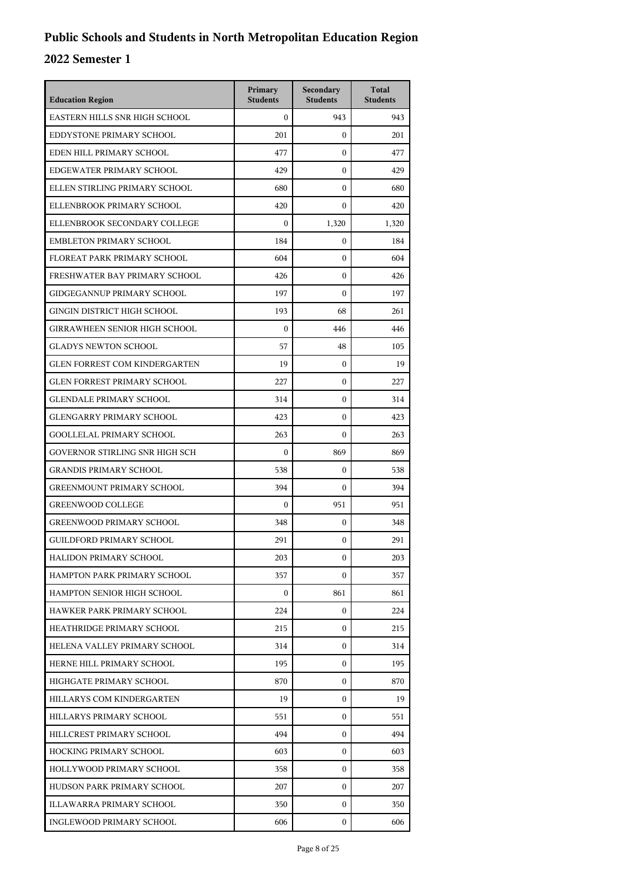# Public Schools and Students in North Metropolitan Education Region

## 2022 Semester 1

| Education Region | Primary Students | Secondary Students | Total Students |
|---|---|---|---|
| EASTERN HILLS SNR HIGH SCHOOL | 0 | 943 | 943 |
| EDDYSTONE PRIMARY SCHOOL | 201 | 0 | 201 |
| EDEN HILL PRIMARY SCHOOL | 477 | 0 | 477 |
| EDGEWATER PRIMARY SCHOOL | 429 | 0 | 429 |
| ELLEN STIRLING PRIMARY SCHOOL | 680 | 0 | 680 |
| ELLENBROOK PRIMARY SCHOOL | 420 | 0 | 420 |
| ELLENBROOK SECONDARY COLLEGE | 0 | 1,320 | 1,320 |
| EMBLETON PRIMARY SCHOOL | 184 | 0 | 184 |
| FLOREAT PARK PRIMARY SCHOOL | 604 | 0 | 604 |
| FRESHWATER BAY PRIMARY SCHOOL | 426 | 0 | 426 |
| GIDGEGANNUP PRIMARY SCHOOL | 197 | 0 | 197 |
| GINGIN DISTRICT HIGH SCHOOL | 193 | 68 | 261 |
| GIRRAWHEEN SENIOR HIGH SCHOOL | 0 | 446 | 446 |
| GLADYS NEWTON SCHOOL | 57 | 48 | 105 |
| GLEN FORREST COM KINDERGARTEN | 19 | 0 | 19 |
| GLEN FORREST PRIMARY SCHOOL | 227 | 0 | 227 |
| GLENDALE PRIMARY SCHOOL | 314 | 0 | 314 |
| GLENGARRY PRIMARY SCHOOL | 423 | 0 | 423 |
| GOOLLELAL PRIMARY SCHOOL | 263 | 0 | 263 |
| GOVERNOR STIRLING SNR HIGH SCH | 0 | 869 | 869 |
| GRANDIS PRIMARY SCHOOL | 538 | 0 | 538 |
| GREENMOUNT PRIMARY SCHOOL | 394 | 0 | 394 |
| GREENWOOD COLLEGE | 0 | 951 | 951 |
| GREENWOOD PRIMARY SCHOOL | 348 | 0 | 348 |
| GUILDFORD PRIMARY SCHOOL | 291 | 0 | 291 |
| HALIDON PRIMARY SCHOOL | 203 | 0 | 203 |
| HAMPTON PARK PRIMARY SCHOOL | 357 | 0 | 357 |
| HAMPTON SENIOR HIGH SCHOOL | 0 | 861 | 861 |
| HAWKER PARK PRIMARY SCHOOL | 224 | 0 | 224 |
| HEATHRIDGE PRIMARY SCHOOL | 215 | 0 | 215 |
| HELENA VALLEY PRIMARY SCHOOL | 314 | 0 | 314 |
| HERNE HILL PRIMARY SCHOOL | 195 | 0 | 195 |
| HIGHGATE PRIMARY SCHOOL | 870 | 0 | 870 |
| HILLARYS COM KINDERGARTEN | 19 | 0 | 19 |
| HILLARYS PRIMARY SCHOOL | 551 | 0 | 551 |
| HILLCREST PRIMARY SCHOOL | 494 | 0 | 494 |
| HOCKING PRIMARY SCHOOL | 603 | 0 | 603 |
| HOLLYWOOD PRIMARY SCHOOL | 358 | 0 | 358 |
| HUDSON PARK PRIMARY SCHOOL | 207 | 0 | 207 |
| ILLAWARRA PRIMARY SCHOOL | 350 | 0 | 350 |
| INGLEWOOD PRIMARY SCHOOL | 606 | 0 | 606 |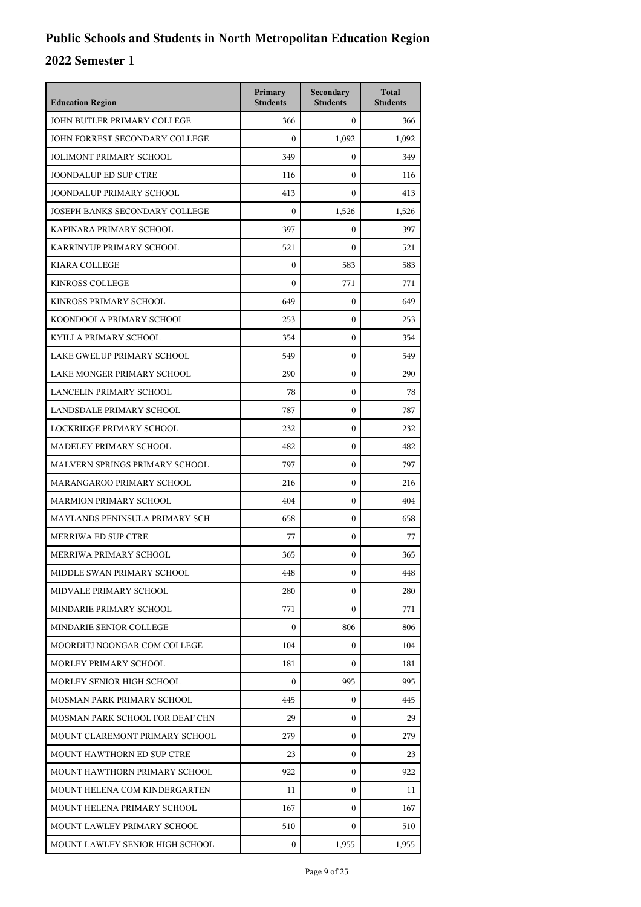# Public Schools and Students in North Metropolitan Education Region

## 2022 Semester 1

| Education Region | Primary Students | Secondary Students | Total Students |
|---|---|---|---|
| JOHN BUTLER PRIMARY COLLEGE | 366 | 0 | 366 |
| JOHN FORREST SECONDARY COLLEGE | 0 | 1,092 | 1,092 |
| JOLIMONT PRIMARY SCHOOL | 349 | 0 | 349 |
| JOONDALUP ED SUP CTRE | 116 | 0 | 116 |
| JOONDALUP PRIMARY SCHOOL | 413 | 0 | 413 |
| JOSEPH BANKS SECONDARY COLLEGE | 0 | 1,526 | 1,526 |
| KAPINARA PRIMARY SCHOOL | 397 | 0 | 397 |
| KARRINYUP PRIMARY SCHOOL | 521 | 0 | 521 |
| KIARA COLLEGE | 0 | 583 | 583 |
| KINROSS COLLEGE | 0 | 771 | 771 |
| KINROSS PRIMARY SCHOOL | 649 | 0 | 649 |
| KOONDOOLA PRIMARY SCHOOL | 253 | 0 | 253 |
| KYILLA PRIMARY SCHOOL | 354 | 0 | 354 |
| LAKE GWELUP PRIMARY SCHOOL | 549 | 0 | 549 |
| LAKE MONGER PRIMARY SCHOOL | 290 | 0 | 290 |
| LANCELIN PRIMARY SCHOOL | 78 | 0 | 78 |
| LANDSDALE PRIMARY SCHOOL | 787 | 0 | 787 |
| LOCKRIDGE PRIMARY SCHOOL | 232 | 0 | 232 |
| MADELEY PRIMARY SCHOOL | 482 | 0 | 482 |
| MALVERN SPRINGS PRIMARY SCHOOL | 797 | 0 | 797 |
| MARANGAROO PRIMARY SCHOOL | 216 | 0 | 216 |
| MARMION PRIMARY SCHOOL | 404 | 0 | 404 |
| MAYLANDS PENINSULA PRIMARY SCH | 658 | 0 | 658 |
| MERRIWA ED SUP CTRE | 77 | 0 | 77 |
| MERRIWA PRIMARY SCHOOL | 365 | 0 | 365 |
| MIDDLE SWAN PRIMARY SCHOOL | 448 | 0 | 448 |
| MIDVALE PRIMARY SCHOOL | 280 | 0 | 280 |
| MINDARIE PRIMARY SCHOOL | 771 | 0 | 771 |
| MINDARIE SENIOR COLLEGE | 0 | 806 | 806 |
| MOORDITJ NOONGAR COM COLLEGE | 104 | 0 | 104 |
| MORLEY PRIMARY SCHOOL | 181 | 0 | 181 |
| MORLEY SENIOR HIGH SCHOOL | 0 | 995 | 995 |
| MOSMAN PARK PRIMARY SCHOOL | 445 | 0 | 445 |
| MOSMAN PARK SCHOOL FOR DEAF CHN | 29 | 0 | 29 |
| MOUNT CLAREMONT PRIMARY SCHOOL | 279 | 0 | 279 |
| MOUNT HAWTHORN ED SUP CTRE | 23 | 0 | 23 |
| MOUNT HAWTHORN PRIMARY SCHOOL | 922 | 0 | 922 |
| MOUNT HELENA COM KINDERGARTEN | 11 | 0 | 11 |
| MOUNT HELENA PRIMARY SCHOOL | 167 | 0 | 167 |
| MOUNT LAWLEY PRIMARY SCHOOL | 510 | 0 | 510 |
| MOUNT LAWLEY SENIOR HIGH SCHOOL | 0 | 1,955 | 1,955 |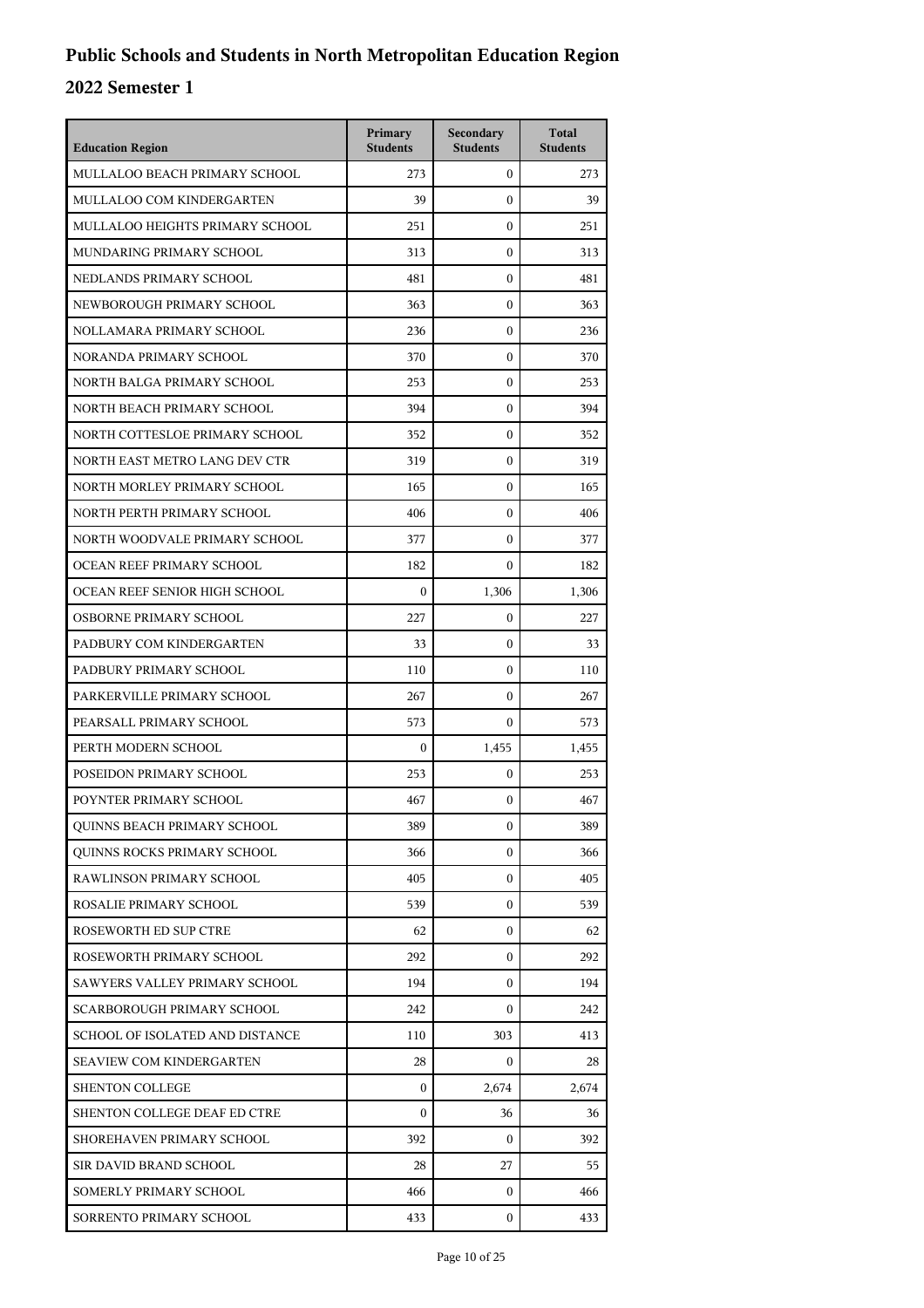# Public Schools and Students in North Metropolitan Education Region

## 2022 Semester 1

| Education Region | Primary Students | Secondary Students | Total Students |
|---|---|---|---|
| MULLALOO BEACH PRIMARY SCHOOL | 273 | 0 | 273 |
| MULLALOO COM KINDERGARTEN | 39 | 0 | 39 |
| MULLALOO HEIGHTS PRIMARY SCHOOL | 251 | 0 | 251 |
| MUNDARING PRIMARY SCHOOL | 313 | 0 | 313 |
| NEDLANDS PRIMARY SCHOOL | 481 | 0 | 481 |
| NEWBOROUGH PRIMARY SCHOOL | 363 | 0 | 363 |
| NOLLAMARA PRIMARY SCHOOL | 236 | 0 | 236 |
| NORANDA PRIMARY SCHOOL | 370 | 0 | 370 |
| NORTH BALGA PRIMARY SCHOOL | 253 | 0 | 253 |
| NORTH BEACH PRIMARY SCHOOL | 394 | 0 | 394 |
| NORTH COTTESLOE PRIMARY SCHOOL | 352 | 0 | 352 |
| NORTH EAST METRO LANG DEV CTR | 319 | 0 | 319 |
| NORTH MORLEY PRIMARY SCHOOL | 165 | 0 | 165 |
| NORTH PERTH PRIMARY SCHOOL | 406 | 0 | 406 |
| NORTH WOODVALE PRIMARY SCHOOL | 377 | 0 | 377 |
| OCEAN REEF PRIMARY SCHOOL | 182 | 0 | 182 |
| OCEAN REEF SENIOR HIGH SCHOOL | 0 | 1,306 | 1,306 |
| OSBORNE PRIMARY SCHOOL | 227 | 0 | 227 |
| PADBURY COM KINDERGARTEN | 33 | 0 | 33 |
| PADBURY PRIMARY SCHOOL | 110 | 0 | 110 |
| PARKERVILLE PRIMARY SCHOOL | 267 | 0 | 267 |
| PEARSALL PRIMARY SCHOOL | 573 | 0 | 573 |
| PERTH MODERN SCHOOL | 0 | 1,455 | 1,455 |
| POSEIDON PRIMARY SCHOOL | 253 | 0 | 253 |
| POYNTER PRIMARY SCHOOL | 467 | 0 | 467 |
| QUINNS BEACH PRIMARY SCHOOL | 389 | 0 | 389 |
| QUINNS ROCKS PRIMARY SCHOOL | 366 | 0 | 366 |
| RAWLINSON PRIMARY SCHOOL | 405 | 0 | 405 |
| ROSALIE PRIMARY SCHOOL | 539 | 0 | 539 |
| ROSEWORTH ED SUP CTRE | 62 | 0 | 62 |
| ROSEWORTH PRIMARY SCHOOL | 292 | 0 | 292 |
| SAWYERS VALLEY PRIMARY SCHOOL | 194 | 0 | 194 |
| SCARBOROUGH PRIMARY SCHOOL | 242 | 0 | 242 |
| SCHOOL OF ISOLATED AND DISTANCE | 110 | 303 | 413 |
| SEAVIEW COM KINDERGARTEN | 28 | 0 | 28 |
| SHENTON COLLEGE | 0 | 2,674 | 2,674 |
| SHENTON COLLEGE DEAF ED CTRE | 0 | 36 | 36 |
| SHOREHAVEN PRIMARY SCHOOL | 392 | 0 | 392 |
| SIR DAVID BRAND SCHOOL | 28 | 27 | 55 |
| SOMERLY PRIMARY SCHOOL | 466 | 0 | 466 |
| SORRENTO PRIMARY SCHOOL | 433 | 0 | 433 |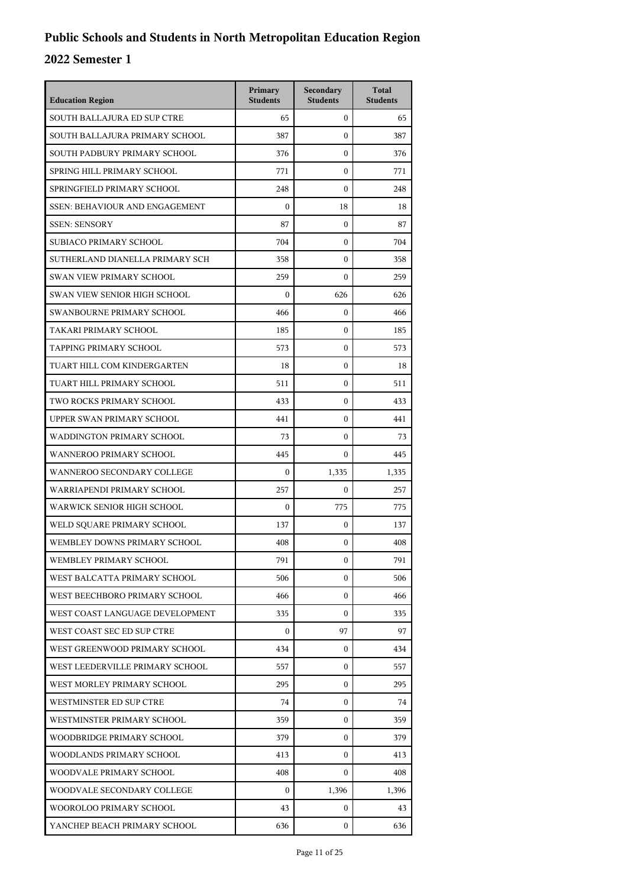# Public Schools and Students in North Metropolitan Education Region

## 2022 Semester 1

| Education Region | Primary Students | Secondary Students | Total Students |
|---|---|---|---|
| SOUTH BALLAJURA ED SUP CTRE | 65 | 0 | 65 |
| SOUTH BALLAJURA PRIMARY SCHOOL | 387 | 0 | 387 |
| SOUTH PADBURY PRIMARY SCHOOL | 376 | 0 | 376 |
| SPRING HILL PRIMARY SCHOOL | 771 | 0 | 771 |
| SPRINGFIELD PRIMARY SCHOOL | 248 | 0 | 248 |
| SSEN: BEHAVIOUR AND ENGAGEMENT | 0 | 18 | 18 |
| SSEN: SENSORY | 87 | 0 | 87 |
| SUBIACO PRIMARY SCHOOL | 704 | 0 | 704 |
| SUTHERLAND DIANELLA PRIMARY SCH | 358 | 0 | 358 |
| SWAN VIEW PRIMARY SCHOOL | 259 | 0 | 259 |
| SWAN VIEW SENIOR HIGH SCHOOL | 0 | 626 | 626 |
| SWANBOURNE PRIMARY SCHOOL | 466 | 0 | 466 |
| TAKARI PRIMARY SCHOOL | 185 | 0 | 185 |
| TAPPING PRIMARY SCHOOL | 573 | 0 | 573 |
| TUART HILL COM KINDERGARTEN | 18 | 0 | 18 |
| TUART HILL PRIMARY SCHOOL | 511 | 0 | 511 |
| TWO ROCKS PRIMARY SCHOOL | 433 | 0 | 433 |
| UPPER SWAN PRIMARY SCHOOL | 441 | 0 | 441 |
| WADDINGTON PRIMARY SCHOOL | 73 | 0 | 73 |
| WANNEROO PRIMARY SCHOOL | 445 | 0 | 445 |
| WANNEROO SECONDARY COLLEGE | 0 | 1,335 | 1,335 |
| WARRIAPENDI PRIMARY SCHOOL | 257 | 0 | 257 |
| WARWICK SENIOR HIGH SCHOOL | 0 | 775 | 775 |
| WELD SQUARE PRIMARY SCHOOL | 137 | 0 | 137 |
| WEMBLEY DOWNS PRIMARY SCHOOL | 408 | 0 | 408 |
| WEMBLEY PRIMARY SCHOOL | 791 | 0 | 791 |
| WEST BALCATTA PRIMARY SCHOOL | 506 | 0 | 506 |
| WEST BEECHBORO PRIMARY SCHOOL | 466 | 0 | 466 |
| WEST COAST LANGUAGE DEVELOPMENT | 335 | 0 | 335 |
| WEST COAST SEC ED SUP CTRE | 0 | 97 | 97 |
| WEST GREENWOOD PRIMARY SCHOOL | 434 | 0 | 434 |
| WEST LEEDERVILLE PRIMARY SCHOOL | 557 | 0 | 557 |
| WEST MORLEY PRIMARY SCHOOL | 295 | 0 | 295 |
| WESTMINSTER ED SUP CTRE | 74 | 0 | 74 |
| WESTMINSTER PRIMARY SCHOOL | 359 | 0 | 359 |
| WOODBRIDGE PRIMARY SCHOOL | 379 | 0 | 379 |
| WOODLANDS PRIMARY SCHOOL | 413 | 0 | 413 |
| WOODVALE PRIMARY SCHOOL | 408 | 0 | 408 |
| WOODVALE SECONDARY COLLEGE | 0 | 1,396 | 1,396 |
| WOOROLOO PRIMARY SCHOOL | 43 | 0 | 43 |
| YANCHEP BEACH PRIMARY SCHOOL | 636 | 0 | 636 |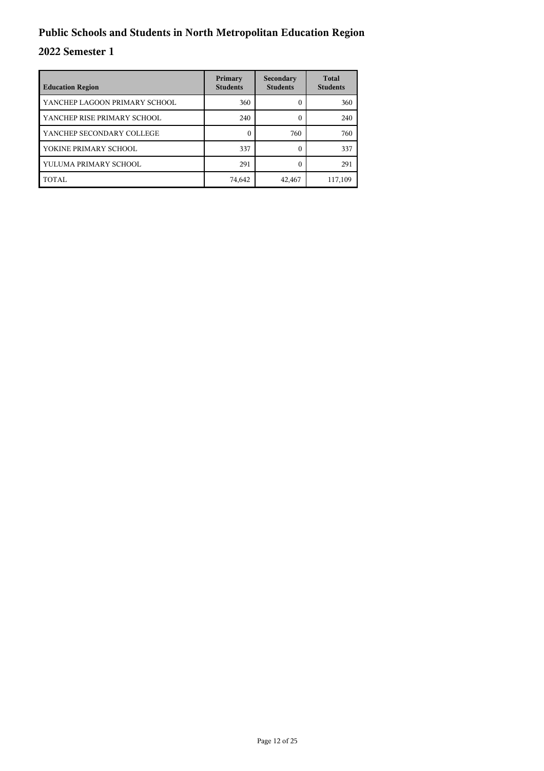# Public Schools and Students in North Metropolitan Education Region

## 2022 Semester 1

| Education Region | Primary Students | Secondary Students | Total Students |
|---|---|---|---|
| YANCHEP LAGOON PRIMARY SCHOOL | 360 | 0 | 360 |
| YANCHEP RISE PRIMARY SCHOOL | 240 | 0 | 240 |
| YANCHEP SECONDARY COLLEGE | 0 | 760 | 760 |
| YOKINE PRIMARY SCHOOL | 337 | 0 | 337 |
| YULUMA PRIMARY SCHOOL | 291 | 0 | 291 |
| TOTAL | 74,642 | 42,467 | 117,109 |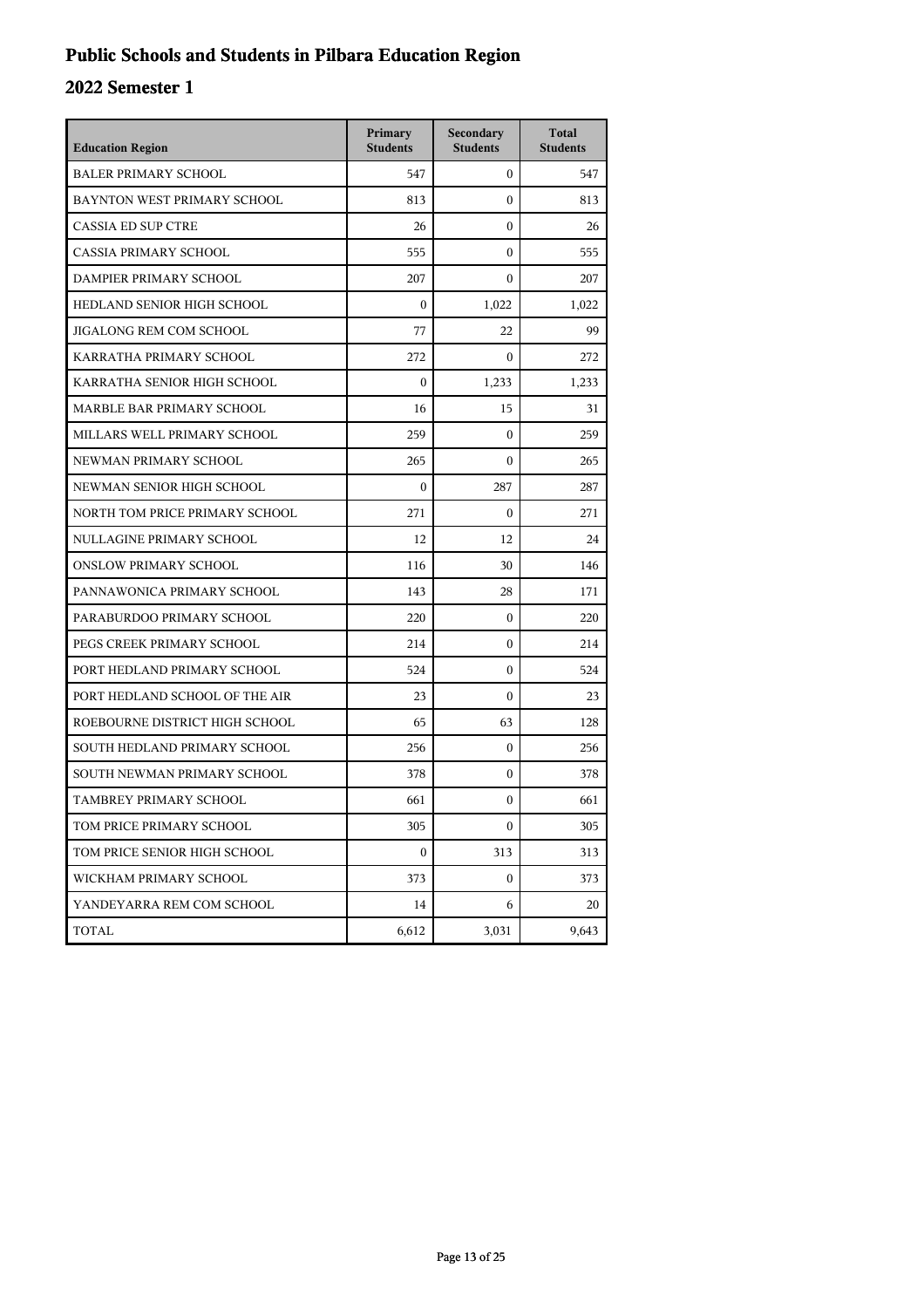# Public Schools and Students in Pilbara Education Region

## 2022 Semester 1

| Education Region | Primary Students | Secondary Students | Total Students |
|---|---|---|---|
| BALER PRIMARY SCHOOL | 547 | 0 | 547 |
| BAYNTON WEST PRIMARY SCHOOL | 813 | 0 | 813 |
| CASSIA ED SUP CTRE | 26 | 0 | 26 |
| CASSIA PRIMARY SCHOOL | 555 | 0 | 555 |
| DAMPIER PRIMARY SCHOOL | 207 | 0 | 207 |
| HEDLAND SENIOR HIGH SCHOOL | 0 | 1,022 | 1,022 |
| JIGALONG REM COM SCHOOL | 77 | 22 | 99 |
| KARRATHA PRIMARY SCHOOL | 272 | 0 | 272 |
| KARRATHA SENIOR HIGH SCHOOL | 0 | 1,233 | 1,233 |
| MARBLE BAR PRIMARY SCHOOL | 16 | 15 | 31 |
| MILLARS WELL PRIMARY SCHOOL | 259 | 0 | 259 |
| NEWMAN PRIMARY SCHOOL | 265 | 0 | 265 |
| NEWMAN SENIOR HIGH SCHOOL | 0 | 287 | 287 |
| NORTH TOM PRICE PRIMARY SCHOOL | 271 | 0 | 271 |
| NULLAGINE PRIMARY SCHOOL | 12 | 12 | 24 |
| ONSLOW PRIMARY SCHOOL | 116 | 30 | 146 |
| PANNAWONICA PRIMARY SCHOOL | 143 | 28 | 171 |
| PARABURDOO PRIMARY SCHOOL | 220 | 0 | 220 |
| PEGS CREEK PRIMARY SCHOOL | 214 | 0 | 214 |
| PORT HEDLAND PRIMARY SCHOOL | 524 | 0 | 524 |
| PORT HEDLAND SCHOOL OF THE AIR | 23 | 0 | 23 |
| ROEBOURNE DISTRICT HIGH SCHOOL | 65 | 63 | 128 |
| SOUTH HEDLAND PRIMARY SCHOOL | 256 | 0 | 256 |
| SOUTH NEWMAN PRIMARY SCHOOL | 378 | 0 | 378 |
| TAMBREY PRIMARY SCHOOL | 661 | 0 | 661 |
| TOM PRICE PRIMARY SCHOOL | 305 | 0 | 305 |
| TOM PRICE SENIOR HIGH SCHOOL | 0 | 313 | 313 |
| WICKHAM PRIMARY SCHOOL | 373 | 0 | 373 |
| YANDEYARRA REM COM SCHOOL | 14 | 6 | 20 |
| TOTAL | 6,612 | 3,031 | 9,643 |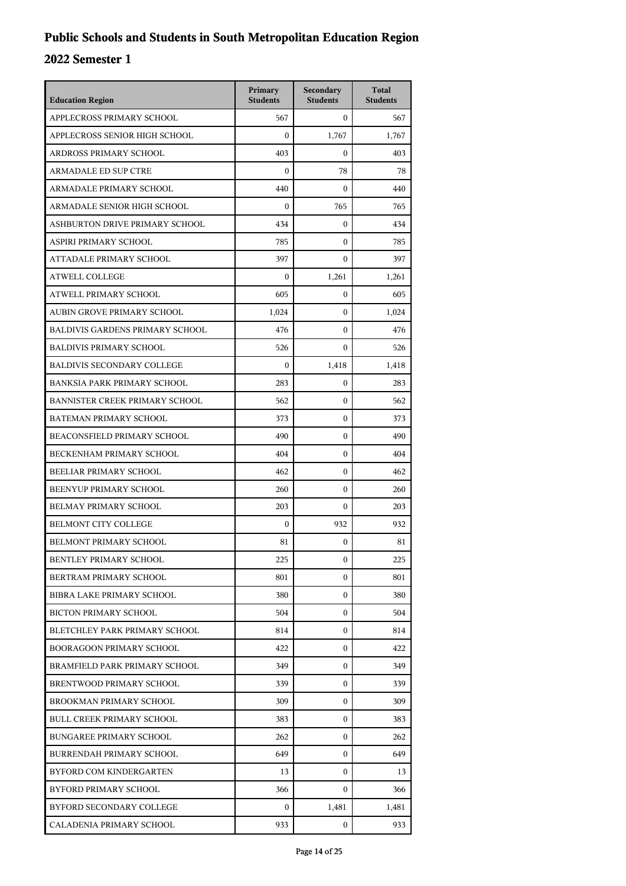# Public Schools and Students in South Metropolitan Education Region

## 2022 Semester 1

| Education Region | Primary Students | Secondary Students | Total Students |
|---|---|---|---|
| APPLECROSS PRIMARY SCHOOL | 567 | 0 | 567 |
| APPLECROSS SENIOR HIGH SCHOOL | 0 | 1,767 | 1,767 |
| ARDROSS PRIMARY SCHOOL | 403 | 0 | 403 |
| ARMADALE ED SUP CTRE | 0 | 78 | 78 |
| ARMADALE PRIMARY SCHOOL | 440 | 0 | 440 |
| ARMADALE SENIOR HIGH SCHOOL | 0 | 765 | 765 |
| ASHBURTON DRIVE PRIMARY SCHOOL | 434 | 0 | 434 |
| ASPIRI PRIMARY SCHOOL | 785 | 0 | 785 |
| ATTADALE PRIMARY SCHOOL | 397 | 0 | 397 |
| ATWELL COLLEGE | 0 | 1,261 | 1,261 |
| ATWELL PRIMARY SCHOOL | 605 | 0 | 605 |
| AUBIN GROVE PRIMARY SCHOOL | 1,024 | 0 | 1,024 |
| BALDIVIS GARDENS PRIMARY SCHOOL | 476 | 0 | 476 |
| BALDIVIS PRIMARY SCHOOL | 526 | 0 | 526 |
| BALDIVIS SECONDARY COLLEGE | 0 | 1,418 | 1,418 |
| BANKSIA PARK PRIMARY SCHOOL | 283 | 0 | 283 |
| BANNISTER CREEK PRIMARY SCHOOL | 562 | 0 | 562 |
| BATEMAN PRIMARY SCHOOL | 373 | 0 | 373 |
| BEACONSFIELD PRIMARY SCHOOL | 490 | 0 | 490 |
| BECKENHAM PRIMARY SCHOOL | 404 | 0 | 404 |
| BEELIAR PRIMARY SCHOOL | 462 | 0 | 462 |
| BEENYUP PRIMARY SCHOOL | 260 | 0 | 260 |
| BELMAY PRIMARY SCHOOL | 203 | 0 | 203 |
| BELMONT CITY COLLEGE | 0 | 932 | 932 |
| BELMONT PRIMARY SCHOOL | 81 | 0 | 81 |
| BENTLEY PRIMARY SCHOOL | 225 | 0 | 225 |
| BERTRAM PRIMARY SCHOOL | 801 | 0 | 801 |
| BIBRA LAKE PRIMARY SCHOOL | 380 | 0 | 380 |
| BICTON PRIMARY SCHOOL | 504 | 0 | 504 |
| BLETCHLEY PARK PRIMARY SCHOOL | 814 | 0 | 814 |
| BOORAGOON PRIMARY SCHOOL | 422 | 0 | 422 |
| BRAMFIELD PARK PRIMARY SCHOOL | 349 | 0 | 349 |
| BRENTWOOD PRIMARY SCHOOL | 339 | 0 | 339 |
| BROOKMAN PRIMARY SCHOOL | 309 | 0 | 309 |
| BULL CREEK PRIMARY SCHOOL | 383 | 0 | 383 |
| BUNGAREE PRIMARY SCHOOL | 262 | 0 | 262 |
| BURRENDAH PRIMARY SCHOOL | 649 | 0 | 649 |
| BYFORD COM KINDERGARTEN | 13 | 0 | 13 |
| BYFORD PRIMARY SCHOOL | 366 | 0 | 366 |
| BYFORD SECONDARY COLLEGE | 0 | 1,481 | 1,481 |
| CALADENIA PRIMARY SCHOOL | 933 | 0 | 933 |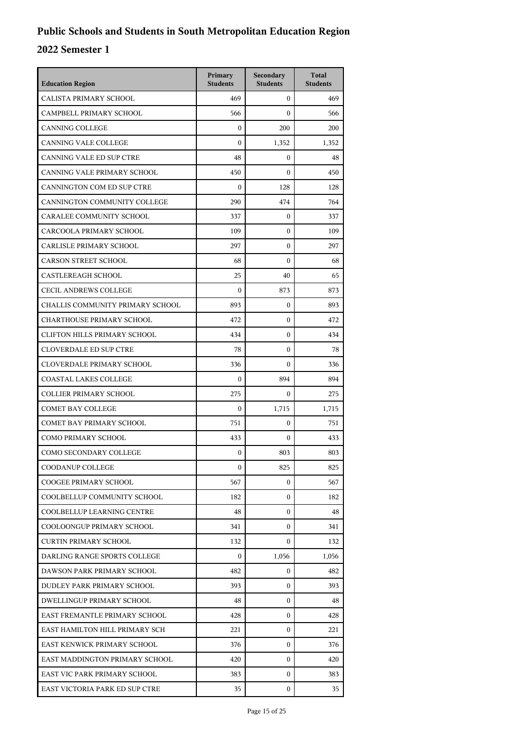# Public Schools and Students in South Metropolitan Education Region

## 2022 Semester 1

| Education Region | Primary Students | Secondary Students | Total Students |
|---|---|---|---|
| CALISTA PRIMARY SCHOOL | 469 | 0 | 469 |
| CAMPBELL PRIMARY SCHOOL | 566 | 0 | 566 |
| CANNING COLLEGE | 0 | 200 | 200 |
| CANNING VALE COLLEGE | 0 | 1,352 | 1,352 |
| CANNING VALE ED SUP CTRE | 48 | 0 | 48 |
| CANNING VALE PRIMARY SCHOOL | 450 | 0 | 450 |
| CANNINGTON COM ED SUP CTRE | 0 | 128 | 128 |
| CANNINGTON COMMUNITY COLLEGE | 290 | 474 | 764 |
| CARALEE COMMUNITY SCHOOL | 337 | 0 | 337 |
| CARCOOLA PRIMARY SCHOOL | 109 | 0 | 109 |
| CARLISLE PRIMARY SCHOOL | 297 | 0 | 297 |
| CARSON STREET SCHOOL | 68 | 0 | 68 |
| CASTLEREAGH SCHOOL | 25 | 40 | 65 |
| CECIL ANDREWS COLLEGE | 0 | 873 | 873 |
| CHALLIS COMMUNITY PRIMARY SCHOOL | 893 | 0 | 893 |
| CHARTHOUSE PRIMARY SCHOOL | 472 | 0 | 472 |
| CLIFTON HILLS PRIMARY SCHOOL | 434 | 0 | 434 |
| CLOVERDALE ED SUP CTRE | 78 | 0 | 78 |
| CLOVERDALE PRIMARY SCHOOL | 336 | 0 | 336 |
| COASTAL LAKES COLLEGE | 0 | 894 | 894 |
| COLLIER PRIMARY SCHOOL | 275 | 0 | 275 |
| COMET BAY COLLEGE | 0 | 1,715 | 1,715 |
| COMET BAY PRIMARY SCHOOL | 751 | 0 | 751 |
| COMO PRIMARY SCHOOL | 433 | 0 | 433 |
| COMO SECONDARY COLLEGE | 0 | 803 | 803 |
| COODANUP COLLEGE | 0 | 825 | 825 |
| COOGEE PRIMARY SCHOOL | 567 | 0 | 567 |
| COOLBELLUP COMMUNITY SCHOOL | 182 | 0 | 182 |
| COOLBELLUP LEARNING CENTRE | 48 | 0 | 48 |
| COOLOONGUP PRIMARY SCHOOL | 341 | 0 | 341 |
| CURTIN PRIMARY SCHOOL | 132 | 0 | 132 |
| DARLING RANGE SPORTS COLLEGE | 0 | 1,056 | 1,056 |
| DAWSON PARK PRIMARY SCHOOL | 482 | 0 | 482 |
| DUDLEY PARK PRIMARY SCHOOL | 393 | 0 | 393 |
| DWELLINGUP PRIMARY SCHOOL | 48 | 0 | 48 |
| EAST FREMANTLE PRIMARY SCHOOL | 428 | 0 | 428 |
| EAST HAMILTON HILL PRIMARY SCH | 221 | 0 | 221 |
| EAST KENWICK PRIMARY SCHOOL | 376 | 0 | 376 |
| EAST MADDINGTON PRIMARY SCHOOL | 420 | 0 | 420 |
| EAST VIC PARK PRIMARY SCHOOL | 383 | 0 | 383 |
| EAST VICTORIA PARK ED SUP CTRE | 35 | 0 | 35 |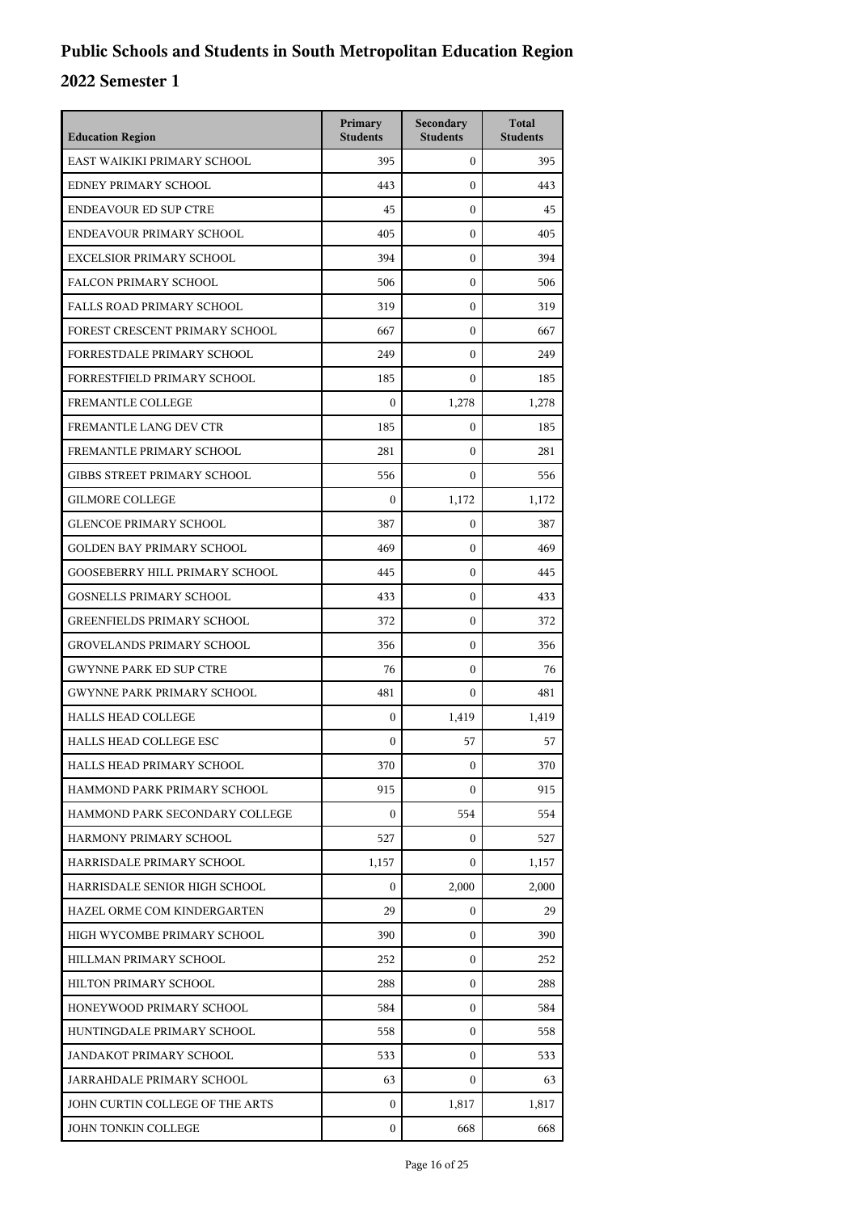# Public Schools and Students in South Metropolitan Education Region

## 2022 Semester 1

| Education Region | Primary Students | Secondary Students | Total Students |
| --- | --- | --- | --- |
| EAST WAIKIKI PRIMARY SCHOOL | 395 | 0 | 395 |
| EDNEY PRIMARY SCHOOL | 443 | 0 | 443 |
| ENDEAVOUR ED SUP CTRE | 45 | 0 | 45 |
| ENDEAVOUR PRIMARY SCHOOL | 405 | 0 | 405 |
| EXCELSIOR PRIMARY SCHOOL | 394 | 0 | 394 |
| FALCON PRIMARY SCHOOL | 506 | 0 | 506 |
| FALLS ROAD PRIMARY SCHOOL | 319 | 0 | 319 |
| FOREST CRESCENT PRIMARY SCHOOL | 667 | 0 | 667 |
| FORRESTDALE PRIMARY SCHOOL | 249 | 0 | 249 |
| FORRESTFIELD PRIMARY SCHOOL | 185 | 0 | 185 |
| FREMANTLE COLLEGE | 0 | 1,278 | 1,278 |
| FREMANTLE LANG DEV CTR | 185 | 0 | 185 |
| FREMANTLE PRIMARY SCHOOL | 281 | 0 | 281 |
| GIBBS STREET PRIMARY SCHOOL | 556 | 0 | 556 |
| GILMORE COLLEGE | 0 | 1,172 | 1,172 |
| GLENCOE PRIMARY SCHOOL | 387 | 0 | 387 |
| GOLDEN BAY PRIMARY SCHOOL | 469 | 0 | 469 |
| GOOSEBERRY HILL PRIMARY SCHOOL | 445 | 0 | 445 |
| GOSNELLS PRIMARY SCHOOL | 433 | 0 | 433 |
| GREENFIELDS PRIMARY SCHOOL | 372 | 0 | 372 |
| GROVELANDS PRIMARY SCHOOL | 356 | 0 | 356 |
| GWYNNE PARK ED SUP CTRE | 76 | 0 | 76 |
| GWYNNE PARK PRIMARY SCHOOL | 481 | 0 | 481 |
| HALLS HEAD COLLEGE | 0 | 1,419 | 1,419 |
| HALLS HEAD COLLEGE ESC | 0 | 57 | 57 |
| HALLS HEAD PRIMARY SCHOOL | 370 | 0 | 370 |
| HAMMOND PARK PRIMARY SCHOOL | 915 | 0 | 915 |
| HAMMOND PARK SECONDARY COLLEGE | 0 | 554 | 554 |
| HARMONY PRIMARY SCHOOL | 527 | 0 | 527 |
| HARRISDALE PRIMARY SCHOOL | 1,157 | 0 | 1,157 |
| HARRISDALE SENIOR HIGH SCHOOL | 0 | 2,000 | 2,000 |
| HAZEL ORME COM KINDERGARTEN | 29 | 0 | 29 |
| HIGH WYCOMBE PRIMARY SCHOOL | 390 | 0 | 390 |
| HILLMAN PRIMARY SCHOOL | 252 | 0 | 252 |
| HILTON PRIMARY SCHOOL | 288 | 0 | 288 |
| HONEYWOOD PRIMARY SCHOOL | 584 | 0 | 584 |
| HUNTINGDALE PRIMARY SCHOOL | 558 | 0 | 558 |
| JANDAKOT PRIMARY SCHOOL | 533 | 0 | 533 |
| JARRAHDALE PRIMARY SCHOOL | 63 | 0 | 63 |
| JOHN CURTIN COLLEGE OF THE ARTS | 0 | 1,817 | 1,817 |
| JOHN TONKIN COLLEGE | 0 | 668 | 668 |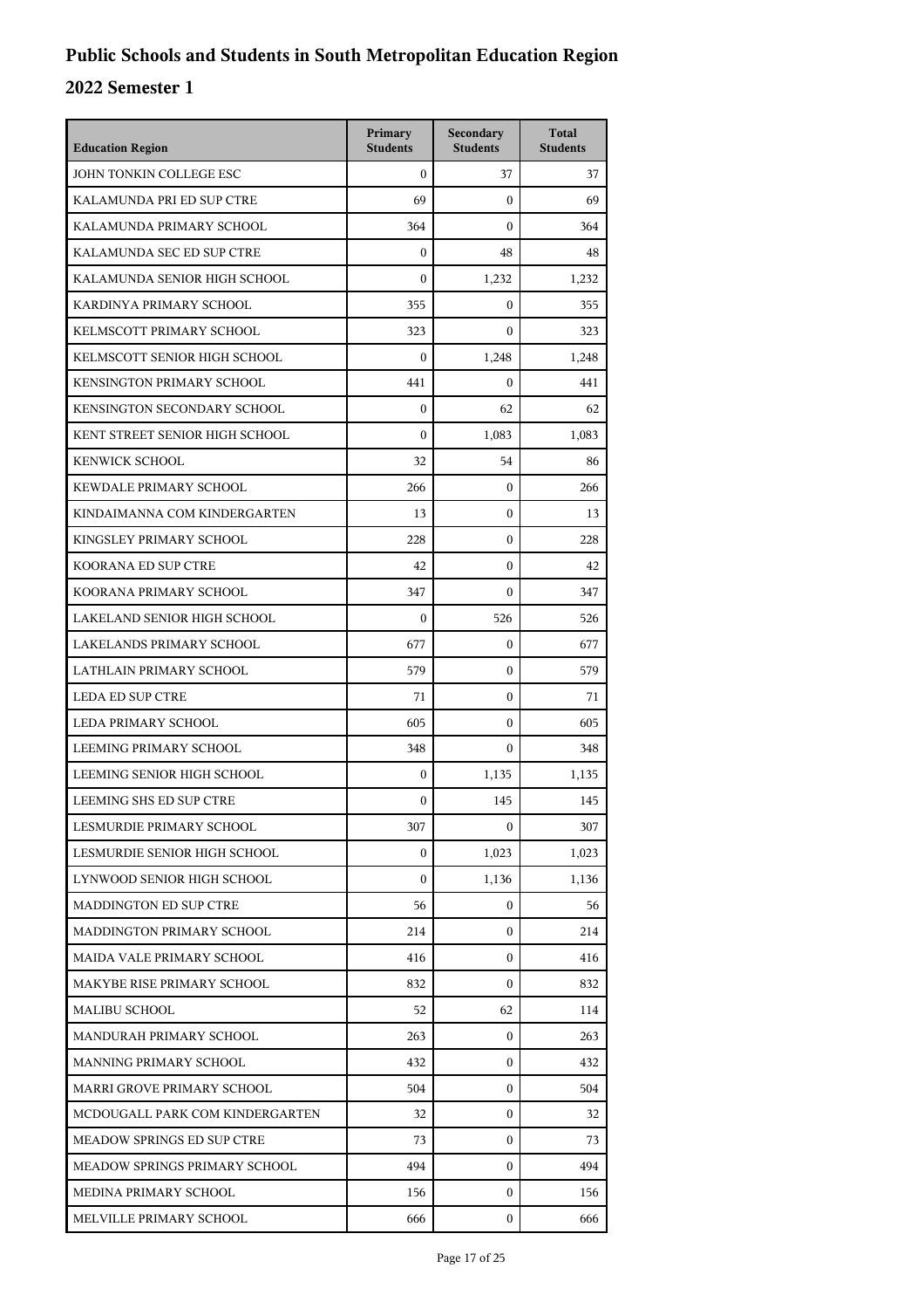# Public Schools and Students in South Metropolitan Education Region

## 2022 Semester 1

| Education Region | Primary Students | Secondary Students | Total Students |
| --- | --- | --- | --- |
| JOHN TONKIN COLLEGE ESC | 0 | 37 | 37 |
| KALAMUNDA PRI ED SUP CTRE | 69 | 0 | 69 |
| KALAMUNDA PRIMARY SCHOOL | 364 | 0 | 364 |
| KALAMUNDA SEC ED SUP CTRE | 0 | 48 | 48 |
| KALAMUNDA SENIOR HIGH SCHOOL | 0 | 1,232 | 1,232 |
| KARDINYA PRIMARY SCHOOL | 355 | 0 | 355 |
| KELMSCOTT PRIMARY SCHOOL | 323 | 0 | 323 |
| KELMSCOTT SENIOR HIGH SCHOOL | 0 | 1,248 | 1,248 |
| KENSINGTON PRIMARY SCHOOL | 441 | 0 | 441 |
| KENSINGTON SECONDARY SCHOOL | 0 | 62 | 62 |
| KENT STREET SENIOR HIGH SCHOOL | 0 | 1,083 | 1,083 |
| KENWICK SCHOOL | 32 | 54 | 86 |
| KEWDALE PRIMARY SCHOOL | 266 | 0 | 266 |
| KINDAIMANNA COM KINDERGARTEN | 13 | 0 | 13 |
| KINGSLEY PRIMARY SCHOOL | 228 | 0 | 228 |
| KOORANA ED SUP CTRE | 42 | 0 | 42 |
| KOORANA PRIMARY SCHOOL | 347 | 0 | 347 |
| LAKELAND SENIOR HIGH SCHOOL | 0 | 526 | 526 |
| LAKELANDS PRIMARY SCHOOL | 677 | 0 | 677 |
| LATHLAIN PRIMARY SCHOOL | 579 | 0 | 579 |
| LEDA ED SUP CTRE | 71 | 0 | 71 |
| LEDA PRIMARY SCHOOL | 605 | 0 | 605 |
| LEEMING PRIMARY SCHOOL | 348 | 0 | 348 |
| LEEMING SENIOR HIGH SCHOOL | 0 | 1,135 | 1,135 |
| LEEMING SHS ED SUP CTRE | 0 | 145 | 145 |
| LESMURDIE PRIMARY SCHOOL | 307 | 0 | 307 |
| LESMURDIE SENIOR HIGH SCHOOL | 0 | 1,023 | 1,023 |
| LYNWOOD SENIOR HIGH SCHOOL | 0 | 1,136 | 1,136 |
| MADDINGTON ED SUP CTRE | 56 | 0 | 56 |
| MADDINGTON PRIMARY SCHOOL | 214 | 0 | 214 |
| MAIDA VALE PRIMARY SCHOOL | 416 | 0 | 416 |
| MAKYBE RISE PRIMARY SCHOOL | 832 | 0 | 832 |
| MALIBU SCHOOL | 52 | 62 | 114 |
| MANDURAH PRIMARY SCHOOL | 263 | 0 | 263 |
| MANNING PRIMARY SCHOOL | 432 | 0 | 432 |
| MARRI GROVE PRIMARY SCHOOL | 504 | 0 | 504 |
| MCDOUGALL PARK COM KINDERGARTEN | 32 | 0 | 32 |
| MEADOW SPRINGS ED SUP CTRE | 73 | 0 | 73 |
| MEADOW SPRINGS PRIMARY SCHOOL | 494 | 0 | 494 |
| MEDINA PRIMARY SCHOOL | 156 | 0 | 156 |
| MELVILLE PRIMARY SCHOOL | 666 | 0 | 666 |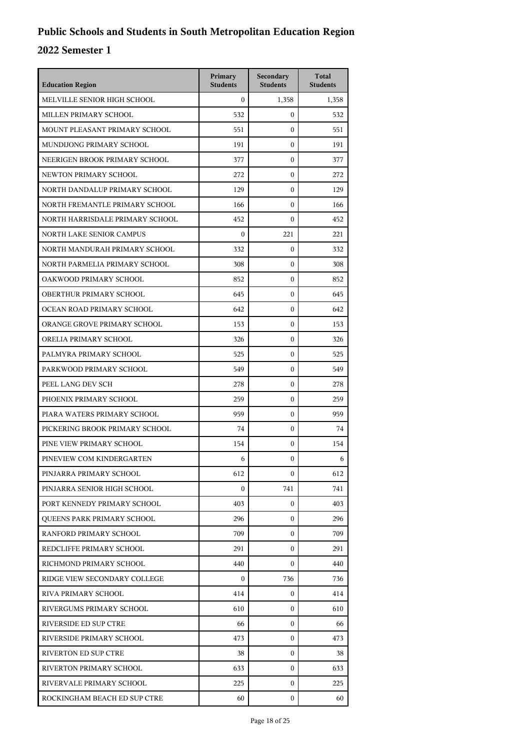# Public Schools and Students in South Metropolitan Education Region

## 2022 Semester 1

| Education Region | Primary Students | Secondary Students | Total Students |
| --- | --- | --- | --- |
| MELVILLE SENIOR HIGH SCHOOL | 0 | 1,358 | 1,358 |
| MILLEN PRIMARY SCHOOL | 532 | 0 | 532 |
| MOUNT PLEASANT PRIMARY SCHOOL | 551 | 0 | 551 |
| MUNDIJONG PRIMARY SCHOOL | 191 | 0 | 191 |
| NEERIGEN BROOK PRIMARY SCHOOL | 377 | 0 | 377 |
| NEWTON PRIMARY SCHOOL | 272 | 0 | 272 |
| NORTH DANDALUP PRIMARY SCHOOL | 129 | 0 | 129 |
| NORTH FREMANTLE PRIMARY SCHOOL | 166 | 0 | 166 |
| NORTH HARRISDALE PRIMARY SCHOOL | 452 | 0 | 452 |
| NORTH LAKE SENIOR CAMPUS | 0 | 221 | 221 |
| NORTH MANDURAH PRIMARY SCHOOL | 332 | 0 | 332 |
| NORTH PARMELIA PRIMARY SCHOOL | 308 | 0 | 308 |
| OAKWOOD PRIMARY SCHOOL | 852 | 0 | 852 |
| OBERTHUR PRIMARY SCHOOL | 645 | 0 | 645 |
| OCEAN ROAD PRIMARY SCHOOL | 642 | 0 | 642 |
| ORANGE GROVE PRIMARY SCHOOL | 153 | 0 | 153 |
| ORELIA PRIMARY SCHOOL | 326 | 0 | 326 |
| PALMYRA PRIMARY SCHOOL | 525 | 0 | 525 |
| PARKWOOD PRIMARY SCHOOL | 549 | 0 | 549 |
| PEEL LANG DEV SCH | 278 | 0 | 278 |
| PHOENIX PRIMARY SCHOOL | 259 | 0 | 259 |
| PIARA WATERS PRIMARY SCHOOL | 959 | 0 | 959 |
| PICKERING BROOK PRIMARY SCHOOL | 74 | 0 | 74 |
| PINE VIEW PRIMARY SCHOOL | 154 | 0 | 154 |
| PINEVIEW COM KINDERGARTEN | 6 | 0 | 6 |
| PINJARRA PRIMARY SCHOOL | 612 | 0 | 612 |
| PINJARRA SENIOR HIGH SCHOOL | 0 | 741 | 741 |
| PORT KENNEDY PRIMARY SCHOOL | 403 | 0 | 403 |
| QUEENS PARK PRIMARY SCHOOL | 296 | 0 | 296 |
| RANFORD PRIMARY SCHOOL | 709 | 0 | 709 |
| REDCLIFFE PRIMARY SCHOOL | 291 | 0 | 291 |
| RICHMOND PRIMARY SCHOOL | 440 | 0 | 440 |
| RIDGE VIEW SECONDARY COLLEGE | 0 | 736 | 736 |
| RIVA PRIMARY SCHOOL | 414 | 0 | 414 |
| RIVERGUMS PRIMARY SCHOOL | 610 | 0 | 610 |
| RIVERSIDE ED SUP CTRE | 66 | 0 | 66 |
| RIVERSIDE PRIMARY SCHOOL | 473 | 0 | 473 |
| RIVERTON ED SUP CTRE | 38 | 0 | 38 |
| RIVERTON PRIMARY SCHOOL | 633 | 0 | 633 |
| RIVERVALE PRIMARY SCHOOL | 225 | 0 | 225 |
| ROCKINGHAM BEACH ED SUP CTRE | 60 | 0 | 60 |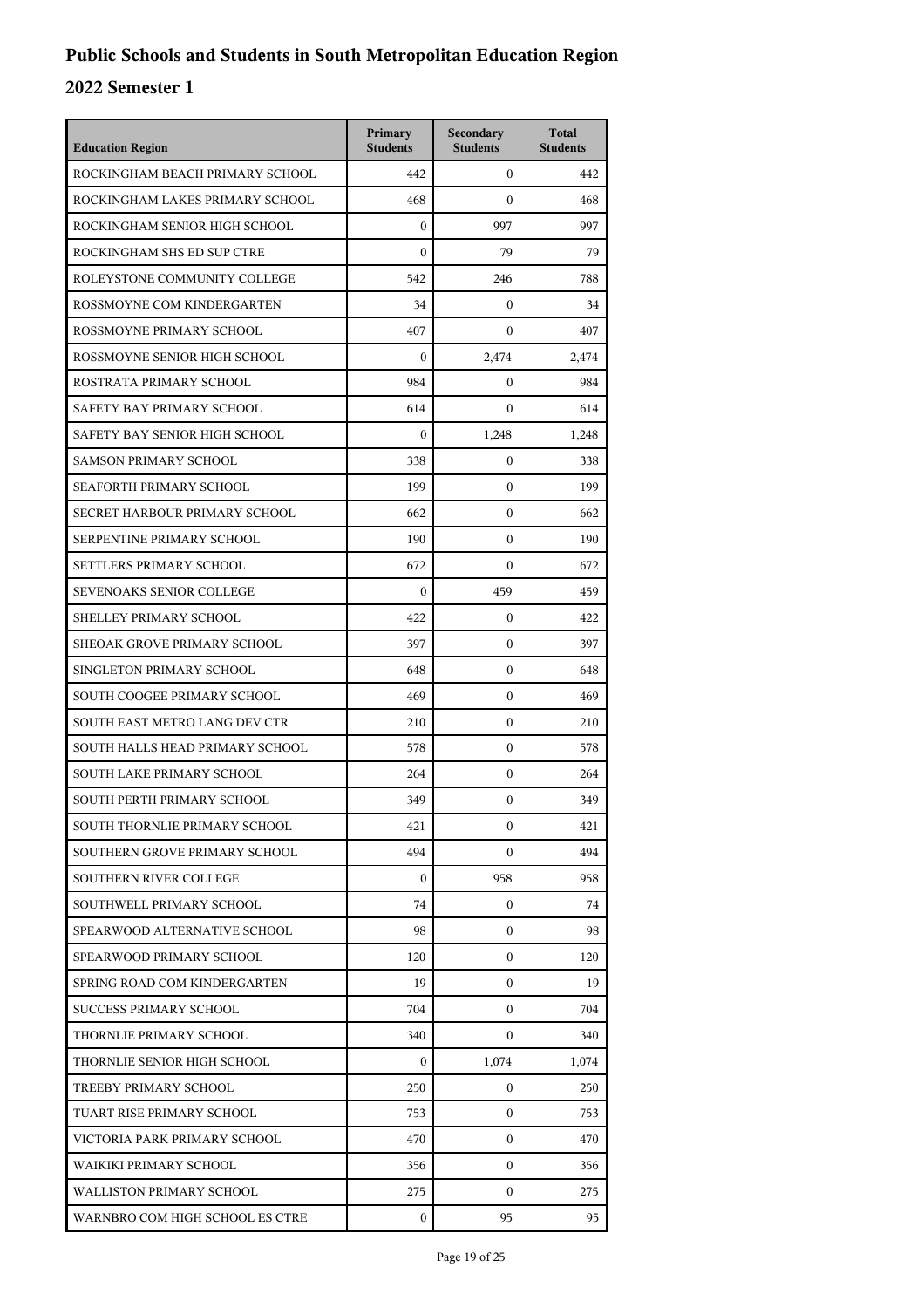# Public Schools and Students in South Metropolitan Education Region

## 2022 Semester 1

| Education Region | Primary Students | Secondary Students | Total Students |
| --- | --- | --- | --- |
| ROCKINGHAM BEACH PRIMARY SCHOOL | 442 | 0 | 442 |
| ROCKINGHAM LAKES PRIMARY SCHOOL | 468 | 0 | 468 |
| ROCKINGHAM SENIOR HIGH SCHOOL | 0 | 997 | 997 |
| ROCKINGHAM SHS ED SUP CTRE | 0 | 79 | 79 |
| ROLEYSTONE COMMUNITY COLLEGE | 542 | 246 | 788 |
| ROSSMOYNE COM KINDERGARTEN | 34 | 0 | 34 |
| ROSSMOYNE PRIMARY SCHOOL | 407 | 0 | 407 |
| ROSSMOYNE SENIOR HIGH SCHOOL | 0 | 2,474 | 2,474 |
| ROSTRATA PRIMARY SCHOOL | 984 | 0 | 984 |
| SAFETY BAY PRIMARY SCHOOL | 614 | 0 | 614 |
| SAFETY BAY SENIOR HIGH SCHOOL | 0 | 1,248 | 1,248 |
| SAMSON PRIMARY SCHOOL | 338 | 0 | 338 |
| SEAFORTH PRIMARY SCHOOL | 199 | 0 | 199 |
| SECRET HARBOUR PRIMARY SCHOOL | 662 | 0 | 662 |
| SERPENTINE PRIMARY SCHOOL | 190 | 0 | 190 |
| SETTLERS PRIMARY SCHOOL | 672 | 0 | 672 |
| SEVENOAKS SENIOR COLLEGE | 0 | 459 | 459 |
| SHELLEY PRIMARY SCHOOL | 422 | 0 | 422 |
| SHEOAK GROVE PRIMARY SCHOOL | 397 | 0 | 397 |
| SINGLETON PRIMARY SCHOOL | 648 | 0 | 648 |
| SOUTH COOGEE PRIMARY SCHOOL | 469 | 0 | 469 |
| SOUTH EAST METRO LANG DEV CTR | 210 | 0 | 210 |
| SOUTH HALLS HEAD PRIMARY SCHOOL | 578 | 0 | 578 |
| SOUTH LAKE PRIMARY SCHOOL | 264 | 0 | 264 |
| SOUTH PERTH PRIMARY SCHOOL | 349 | 0 | 349 |
| SOUTH THORNLIE PRIMARY SCHOOL | 421 | 0 | 421 |
| SOUTHERN GROVE PRIMARY SCHOOL | 494 | 0 | 494 |
| SOUTHERN RIVER COLLEGE | 0 | 958 | 958 |
| SOUTHWELL PRIMARY SCHOOL | 74 | 0 | 74 |
| SPEARWOOD ALTERNATIVE SCHOOL | 98 | 0 | 98 |
| SPEARWOOD PRIMARY SCHOOL | 120 | 0 | 120 |
| SPRING ROAD COM KINDERGARTEN | 19 | 0 | 19 |
| SUCCESS PRIMARY SCHOOL | 704 | 0 | 704 |
| THORNLIE PRIMARY SCHOOL | 340 | 0 | 340 |
| THORNLIE SENIOR HIGH SCHOOL | 0 | 1,074 | 1,074 |
| TREEBY PRIMARY SCHOOL | 250 | 0 | 250 |
| TUART RISE PRIMARY SCHOOL | 753 | 0 | 753 |
| VICTORIA PARK PRIMARY SCHOOL | 470 | 0 | 470 |
| WAIKIKI PRIMARY SCHOOL | 356 | 0 | 356 |
| WALLISTON PRIMARY SCHOOL | 275 | 0 | 275 |
| WARNBRO COM HIGH SCHOOL ES CTRE | 0 | 95 | 95 |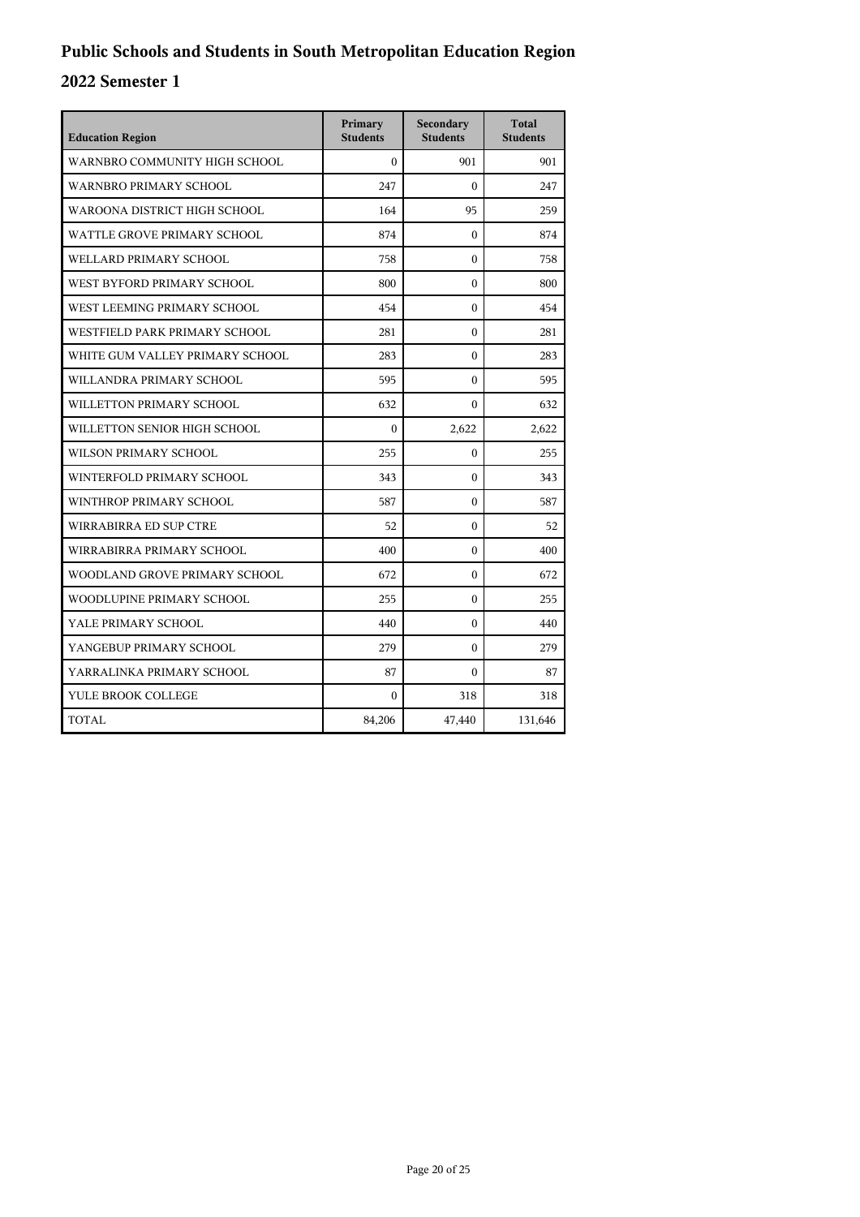# Public Schools and Students in South Metropolitan Education Region

## 2022 Semester 1

| Education Region | Primary Students | Secondary Students | Total Students |
|---|---|---|---|
| WARNBRO COMMUNITY HIGH SCHOOL | 0 | 901 | 901 |
| WARNBRO PRIMARY SCHOOL | 247 | 0 | 247 |
| WAROONA DISTRICT HIGH SCHOOL | 164 | 95 | 259 |
| WATTLE GROVE PRIMARY SCHOOL | 874 | 0 | 874 |
| WELLARD PRIMARY SCHOOL | 758 | 0 | 758 |
| WEST BYFORD PRIMARY SCHOOL | 800 | 0 | 800 |
| WEST LEEMING PRIMARY SCHOOL | 454 | 0 | 454 |
| WESTFIELD PARK PRIMARY SCHOOL | 281 | 0 | 281 |
| WHITE GUM VALLEY PRIMARY SCHOOL | 283 | 0 | 283 |
| WILLANDRA PRIMARY SCHOOL | 595 | 0 | 595 |
| WILLETTON PRIMARY SCHOOL | 632 | 0 | 632 |
| WILLETTON SENIOR HIGH SCHOOL | 0 | 2,622 | 2,622 |
| WILSON PRIMARY SCHOOL | 255 | 0 | 255 |
| WINTERFOLD PRIMARY SCHOOL | 343 | 0 | 343 |
| WINTHROP PRIMARY SCHOOL | 587 | 0 | 587 |
| WIRRABIRRA ED SUP CTRE | 52 | 0 | 52 |
| WIRRABIRRA PRIMARY SCHOOL | 400 | 0 | 400 |
| WOODLAND GROVE PRIMARY SCHOOL | 672 | 0 | 672 |
| WOODLUPINE PRIMARY SCHOOL | 255 | 0 | 255 |
| YALE PRIMARY SCHOOL | 440 | 0 | 440 |
| YANGEBUP PRIMARY SCHOOL | 279 | 0 | 279 |
| YARRALINKA PRIMARY SCHOOL | 87 | 0 | 87 |
| YULE BROOK COLLEGE | 0 | 318 | 318 |
| TOTAL | 84,206 | 47,440 | 131,646 |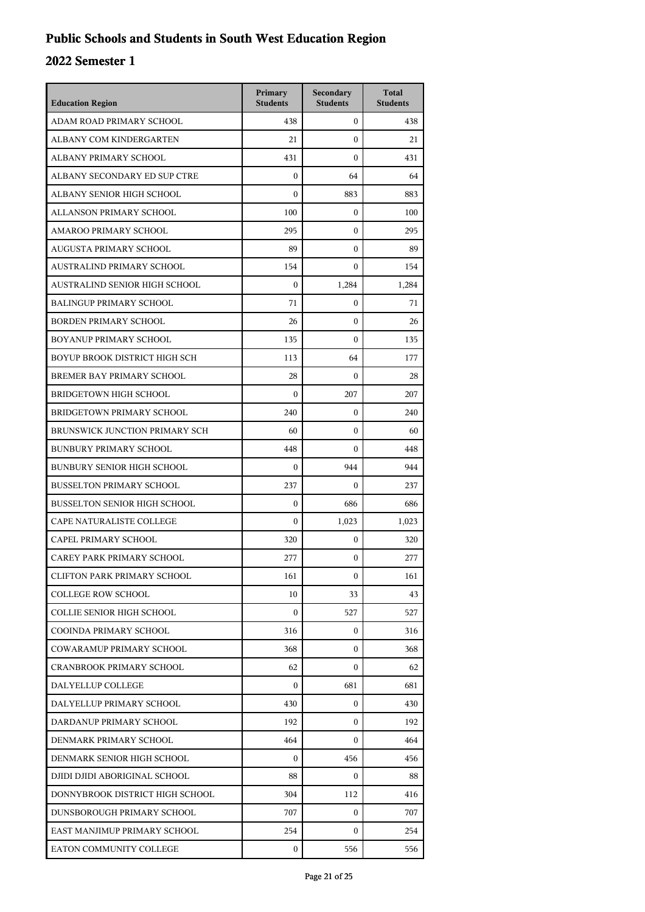# Public Schools and Students in South West Education Region

## 2022 Semester 1

| Education Region | Primary Students | Secondary Students | Total Students |
|---|---|---|---|
| ADAM ROAD PRIMARY SCHOOL | 438 | 0 | 438 |
| ALBANY COM KINDERGARTEN | 21 | 0 | 21 |
| ALBANY PRIMARY SCHOOL | 431 | 0 | 431 |
| ALBANY SECONDARY ED SUP CTRE | 0 | 64 | 64 |
| ALBANY SENIOR HIGH SCHOOL | 0 | 883 | 883 |
| ALLANSON PRIMARY SCHOOL | 100 | 0 | 100 |
| AMAROO PRIMARY SCHOOL | 295 | 0 | 295 |
| AUGUSTA PRIMARY SCHOOL | 89 | 0 | 89 |
| AUSTRALIND PRIMARY SCHOOL | 154 | 0 | 154 |
| AUSTRALIND SENIOR HIGH SCHOOL | 0 | 1,284 | 1,284 |
| BALINGUP PRIMARY SCHOOL | 71 | 0 | 71 |
| BORDEN PRIMARY SCHOOL | 26 | 0 | 26 |
| BOYANUP PRIMARY SCHOOL | 135 | 0 | 135 |
| BOYUP BROOK DISTRICT HIGH SCH | 113 | 64 | 177 |
| BREMER BAY PRIMARY SCHOOL | 28 | 0 | 28 |
| BRIDGETOWN HIGH SCHOOL | 0 | 207 | 207 |
| BRIDGETOWN PRIMARY SCHOOL | 240 | 0 | 240 |
| BRUNSWICK JUNCTION PRIMARY SCH | 60 | 0 | 60 |
| BUNBURY PRIMARY SCHOOL | 448 | 0 | 448 |
| BUNBURY SENIOR HIGH SCHOOL | 0 | 944 | 944 |
| BUSSELTON PRIMARY SCHOOL | 237 | 0 | 237 |
| BUSSELTON SENIOR HIGH SCHOOL | 0 | 686 | 686 |
| CAPE NATURALISTE COLLEGE | 0 | 1,023 | 1,023 |
| CAPEL PRIMARY SCHOOL | 320 | 0 | 320 |
| CAREY PARK PRIMARY SCHOOL | 277 | 0 | 277 |
| CLIFTON PARK PRIMARY SCHOOL | 161 | 0 | 161 |
| COLLEGE ROW SCHOOL | 10 | 33 | 43 |
| COLLIE SENIOR HIGH SCHOOL | 0 | 527 | 527 |
| COOINDA PRIMARY SCHOOL | 316 | 0 | 316 |
| COWARAMUP PRIMARY SCHOOL | 368 | 0 | 368 |
| CRANBROOK PRIMARY SCHOOL | 62 | 0 | 62 |
| DALYELLUP COLLEGE | 0 | 681 | 681 |
| DALYELLUP PRIMARY SCHOOL | 430 | 0 | 430 |
| DARDANUP PRIMARY SCHOOL | 192 | 0 | 192 |
| DENMARK PRIMARY SCHOOL | 464 | 0 | 464 |
| DENMARK SENIOR HIGH SCHOOL | 0 | 456 | 456 |
| DJIDI DJIDI ABORIGINAL SCHOOL | 88 | 0 | 88 |
| DONNYBROOK DISTRICT HIGH SCHOOL | 304 | 112 | 416 |
| DUNSBOROUGH PRIMARY SCHOOL | 707 | 0 | 707 |
| EAST MANJIMUP PRIMARY SCHOOL | 254 | 0 | 254 |
| EATON COMMUNITY COLLEGE | 0 | 556 | 556 |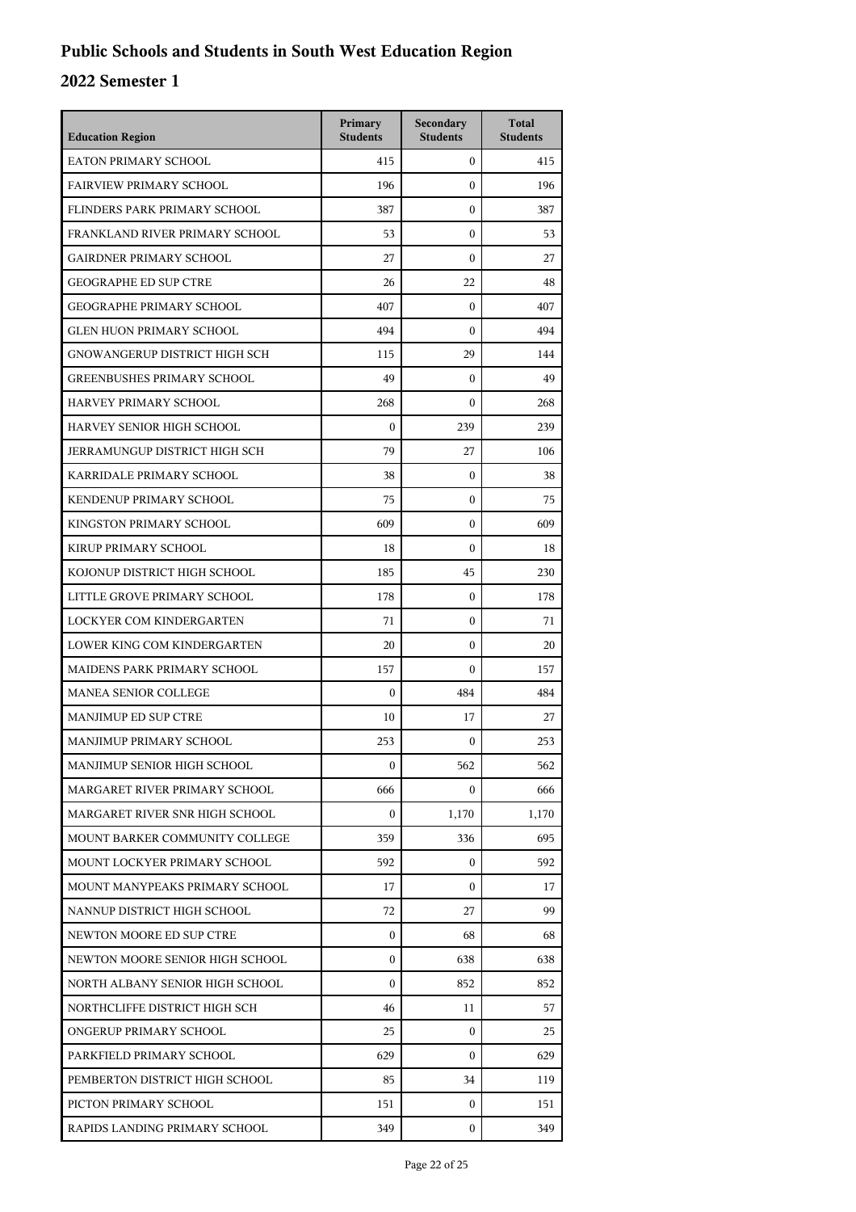# Public Schools and Students in South West Education Region

## 2022 Semester 1

| Education Region | Primary Students | Secondary Students | Total Students |
|---|---|---|---|
| EATON PRIMARY SCHOOL | 415 | 0 | 415 |
| FAIRVIEW PRIMARY SCHOOL | 196 | 0 | 196 |
| FLINDERS PARK PRIMARY SCHOOL | 387 | 0 | 387 |
| FRANKLAND RIVER PRIMARY SCHOOL | 53 | 0 | 53 |
| GAIRDNER PRIMARY SCHOOL | 27 | 0 | 27 |
| GEOGRAPHE ED SUP CTRE | 26 | 22 | 48 |
| GEOGRAPHE PRIMARY SCHOOL | 407 | 0 | 407 |
| GLEN HUON PRIMARY SCHOOL | 494 | 0 | 494 |
| GNOWANGERUP DISTRICT HIGH SCH | 115 | 29 | 144 |
| GREENBUSHES PRIMARY SCHOOL | 49 | 0 | 49 |
| HARVEY PRIMARY SCHOOL | 268 | 0 | 268 |
| HARVEY SENIOR HIGH SCHOOL | 0 | 239 | 239 |
| JERRAMUNGUP DISTRICT HIGH SCH | 79 | 27 | 106 |
| KARRIDALE PRIMARY SCHOOL | 38 | 0 | 38 |
| KENDENUP PRIMARY SCHOOL | 75 | 0 | 75 |
| KINGSTON PRIMARY SCHOOL | 609 | 0 | 609 |
| KIRUP PRIMARY SCHOOL | 18 | 0 | 18 |
| KOJONUP DISTRICT HIGH SCHOOL | 185 | 45 | 230 |
| LITTLE GROVE PRIMARY SCHOOL | 178 | 0 | 178 |
| LOCKYER COM KINDERGARTEN | 71 | 0 | 71 |
| LOWER KING COM KINDERGARTEN | 20 | 0 | 20 |
| MAIDENS PARK PRIMARY SCHOOL | 157 | 0 | 157 |
| MANEA SENIOR COLLEGE | 0 | 484 | 484 |
| MANJIMUP ED SUP CTRE | 10 | 17 | 27 |
| MANJIMUP PRIMARY SCHOOL | 253 | 0 | 253 |
| MANJIMUP SENIOR HIGH SCHOOL | 0 | 562 | 562 |
| MARGARET RIVER PRIMARY SCHOOL | 666 | 0 | 666 |
| MARGARET RIVER SNR HIGH SCHOOL | 0 | 1,170 | 1,170 |
| MOUNT BARKER COMMUNITY COLLEGE | 359 | 336 | 695 |
| MOUNT LOCKYER PRIMARY SCHOOL | 592 | 0 | 592 |
| MOUNT MANYPEAKS PRIMARY SCHOOL | 17 | 0 | 17 |
| NANNUP DISTRICT HIGH SCHOOL | 72 | 27 | 99 |
| NEWTON MOORE ED SUP CTRE | 0 | 68 | 68 |
| NEWTON MOORE SENIOR HIGH SCHOOL | 0 | 638 | 638 |
| NORTH ALBANY SENIOR HIGH SCHOOL | 0 | 852 | 852 |
| NORTHCLIFFE DISTRICT HIGH SCH | 46 | 11 | 57 |
| ONGERUP PRIMARY SCHOOL | 25 | 0 | 25 |
| PARKFIELD PRIMARY SCHOOL | 629 | 0 | 629 |
| PEMBERTON DISTRICT HIGH SCHOOL | 85 | 34 | 119 |
| PICTON PRIMARY SCHOOL | 151 | 0 | 151 |
| RAPIDS LANDING PRIMARY SCHOOL | 349 | 0 | 349 |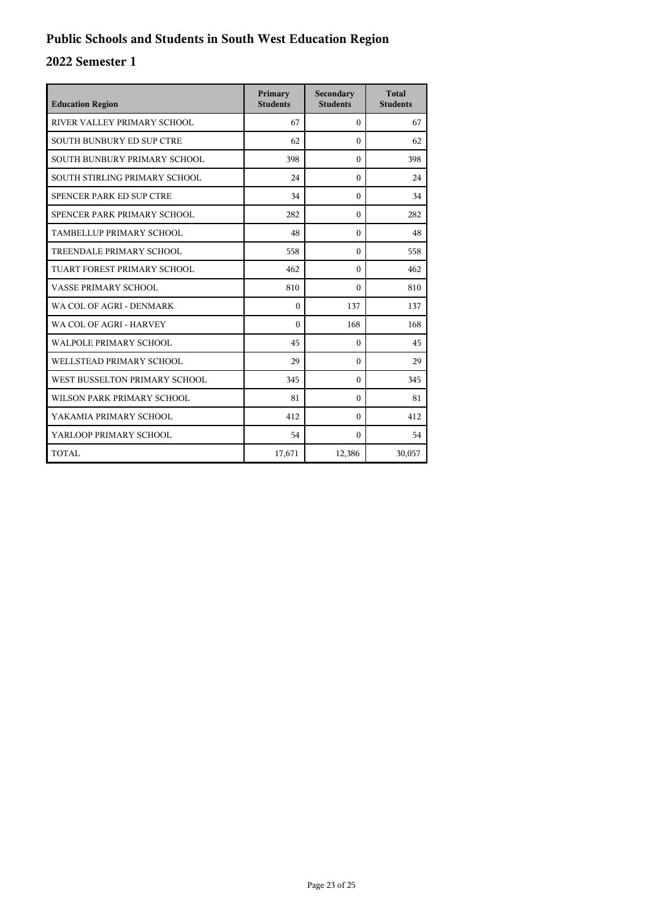# Public Schools and Students in South West Education Region

## 2022 Semester 1

| Education Region | Primary Students | Secondary Students | Total Students |
|---|---|---|---|
| RIVER VALLEY PRIMARY SCHOOL | 67 | 0 | 67 |
| SOUTH BUNBURY ED SUP CTRE | 62 | 0 | 62 |
| SOUTH BUNBURY PRIMARY SCHOOL | 398 | 0 | 398 |
| SOUTH STIRLING PRIMARY SCHOOL | 24 | 0 | 24 |
| SPENCER PARK ED SUP CTRE | 34 | 0 | 34 |
| SPENCER PARK PRIMARY SCHOOL | 282 | 0 | 282 |
| TAMBELLUP PRIMARY SCHOOL | 48 | 0 | 48 |
| TREENDALE PRIMARY SCHOOL | 558 | 0 | 558 |
| TUART FOREST PRIMARY SCHOOL | 462 | 0 | 462 |
| VASSE PRIMARY SCHOOL | 810 | 0 | 810 |
| WA COL OF AGRI - DENMARK | 0 | 137 | 137 |
| WA COL OF AGRI - HARVEY | 0 | 168 | 168 |
| WALPOLE PRIMARY SCHOOL | 45 | 0 | 45 |
| WELLSTEAD PRIMARY SCHOOL | 29 | 0 | 29 |
| WEST BUSSELTON PRIMARY SCHOOL | 345 | 0 | 345 |
| WILSON PARK PRIMARY SCHOOL | 81 | 0 | 81 |
| YAKAMIA PRIMARY SCHOOL | 412 | 0 | 412 |
| YARLOOP PRIMARY SCHOOL | 54 | 0 | 54 |
| TOTAL | 17,671 | 12,386 | 30,057 |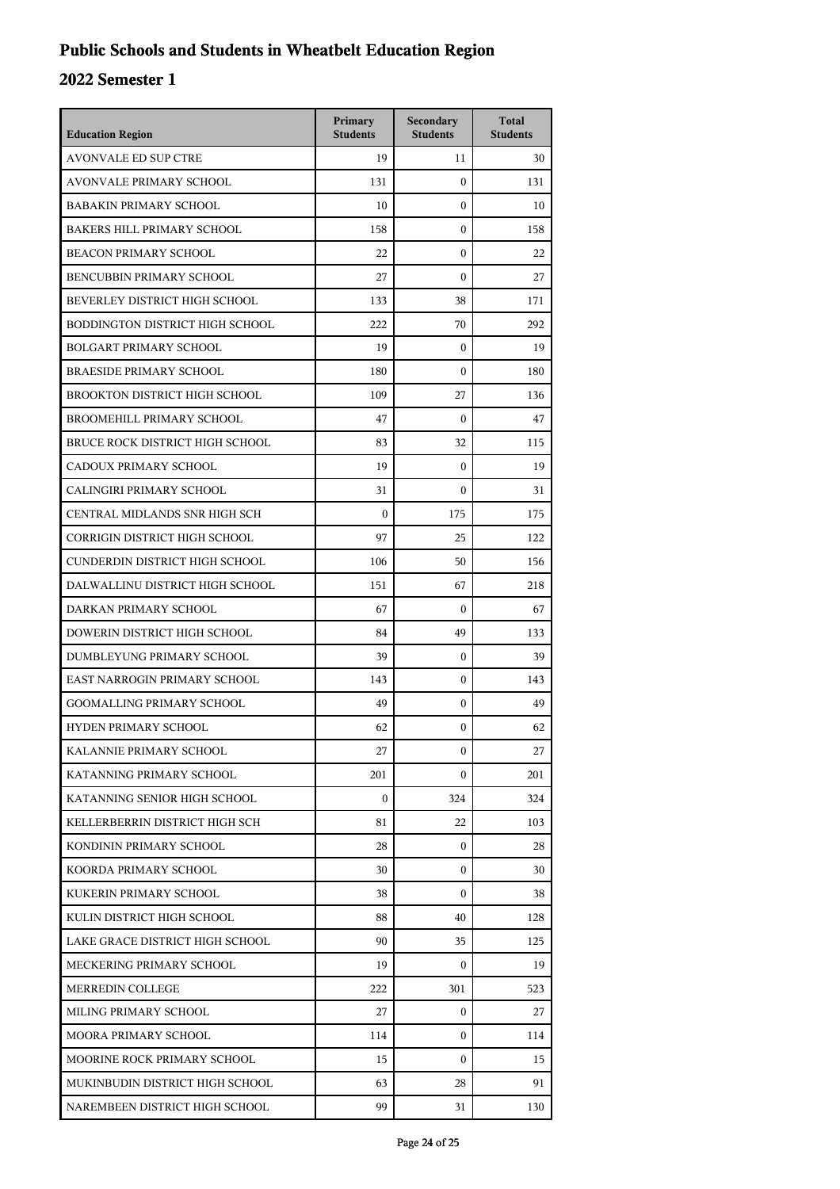# Public Schools and Students in Wheatbelt Education Region

## 2022 Semester 1

| Education Region | Primary Students | Secondary Students | Total Students |
|---|---|---|---|
| AVONVALE ED SUP CTRE | 19 | 11 | 30 |
| AVONVALE PRIMARY SCHOOL | 131 | 0 | 131 |
| BABAKIN PRIMARY SCHOOL | 10 | 0 | 10 |
| BAKERS HILL PRIMARY SCHOOL | 158 | 0 | 158 |
| BEACON PRIMARY SCHOOL | 22 | 0 | 22 |
| BENCUBBIN PRIMARY SCHOOL | 27 | 0 | 27 |
| BEVERLEY DISTRICT HIGH SCHOOL | 133 | 38 | 171 |
| BODDINGTON DISTRICT HIGH SCHOOL | 222 | 70 | 292 |
| BOLGART PRIMARY SCHOOL | 19 | 0 | 19 |
| BRAESIDE PRIMARY SCHOOL | 180 | 0 | 180 |
| BROOKTON DISTRICT HIGH SCHOOL | 109 | 27 | 136 |
| BROOMEHILL PRIMARY SCHOOL | 47 | 0 | 47 |
| BRUCE ROCK DISTRICT HIGH SCHOOL | 83 | 32 | 115 |
| CADOUX PRIMARY SCHOOL | 19 | 0 | 19 |
| CALINGIRI PRIMARY SCHOOL | 31 | 0 | 31 |
| CENTRAL MIDLANDS SNR HIGH SCH | 0 | 175 | 175 |
| CORRIGIN DISTRICT HIGH SCHOOL | 97 | 25 | 122 |
| CUNDERDIN DISTRICT HIGH SCHOOL | 106 | 50 | 156 |
| DALWALLINU DISTRICT HIGH SCHOOL | 151 | 67 | 218 |
| DARKAN PRIMARY SCHOOL | 67 | 0 | 67 |
| DOWERIN DISTRICT HIGH SCHOOL | 84 | 49 | 133 |
| DUMBLEYUNG PRIMARY SCHOOL | 39 | 0 | 39 |
| EAST NARROGIN PRIMARY SCHOOL | 143 | 0 | 143 |
| GOOMALLING PRIMARY SCHOOL | 49 | 0 | 49 |
| HYDEN PRIMARY SCHOOL | 62 | 0 | 62 |
| KALANNIE PRIMARY SCHOOL | 27 | 0 | 27 |
| KATANNING PRIMARY SCHOOL | 201 | 0 | 201 |
| KATANNING SENIOR HIGH SCHOOL | 0 | 324 | 324 |
| KELLERBERRIN DISTRICT HIGH SCH | 81 | 22 | 103 |
| KONDININ PRIMARY SCHOOL | 28 | 0 | 28 |
| KOORDA PRIMARY SCHOOL | 30 | 0 | 30 |
| KUKERIN PRIMARY SCHOOL | 38 | 0 | 38 |
| KULIN DISTRICT HIGH SCHOOL | 88 | 40 | 128 |
| LAKE GRACE DISTRICT HIGH SCHOOL | 90 | 35 | 125 |
| MECKERING PRIMARY SCHOOL | 19 | 0 | 19 |
| MERREDIN COLLEGE | 222 | 301 | 523 |
| MILING PRIMARY SCHOOL | 27 | 0 | 27 |
| MOORA PRIMARY SCHOOL | 114 | 0 | 114 |
| MOORINE ROCK PRIMARY SCHOOL | 15 | 0 | 15 |
| MUKINBUDIN DISTRICT HIGH SCHOOL | 63 | 28 | 91 |
| NAREMBEEN DISTRICT HIGH SCHOOL | 99 | 31 | 130 |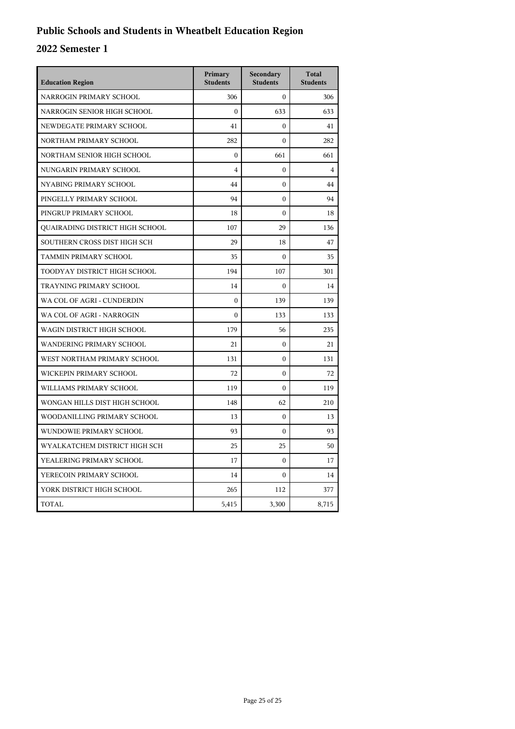# Public Schools and Students in Wheatbelt Education Region

## 2022 Semester 1

| Education Region | Primary Students | Secondary Students | Total Students |
|---|---|---|---|
| NARROGIN PRIMARY SCHOOL | 306 | 0 | 306 |
| NARROGIN SENIOR HIGH SCHOOL | 0 | 633 | 633 |
| NEWDEGATE PRIMARY SCHOOL | 41 | 0 | 41 |
| NORTHAM PRIMARY SCHOOL | 282 | 0 | 282 |
| NORTHAM SENIOR HIGH SCHOOL | 0 | 661 | 661 |
| NUNGARIN PRIMARY SCHOOL | 4 | 0 | 4 |
| NYABING PRIMARY SCHOOL | 44 | 0 | 44 |
| PINGELLY PRIMARY SCHOOL | 94 | 0 | 94 |
| PINGRUP PRIMARY SCHOOL | 18 | 0 | 18 |
| QUAIRADING DISTRICT HIGH SCHOOL | 107 | 29 | 136 |
| SOUTHERN CROSS DIST HIGH SCH | 29 | 18 | 47 |
| TAMMIN PRIMARY SCHOOL | 35 | 0 | 35 |
| TOODYAY DISTRICT HIGH SCHOOL | 194 | 107 | 301 |
| TRAYNING PRIMARY SCHOOL | 14 | 0 | 14 |
| WA COL OF AGRI - CUNDERDIN | 0 | 139 | 139 |
| WA COL OF AGRI - NARROGIN | 0 | 133 | 133 |
| WAGIN DISTRICT HIGH SCHOOL | 179 | 56 | 235 |
| WANDERING PRIMARY SCHOOL | 21 | 0 | 21 |
| WEST NORTHAM PRIMARY SCHOOL | 131 | 0 | 131 |
| WICKEPIN PRIMARY SCHOOL | 72 | 0 | 72 |
| WILLIAMS PRIMARY SCHOOL | 119 | 0 | 119 |
| WONGAN HILLS DIST HIGH SCHOOL | 148 | 62 | 210 |
| WOODANILLING PRIMARY SCHOOL | 13 | 0 | 13 |
| WUNDOWIE PRIMARY SCHOOL | 93 | 0 | 93 |
| WYALKATCHEM DISTRICT HIGH SCH | 25 | 25 | 50 |
| YEALERING PRIMARY SCHOOL | 17 | 0 | 17 |
| YERECOIN PRIMARY SCHOOL | 14 | 0 | 14 |
| YORK DISTRICT HIGH SCHOOL | 265 | 112 | 377 |
| TOTAL | 5,415 | 3,300 | 8,715 |